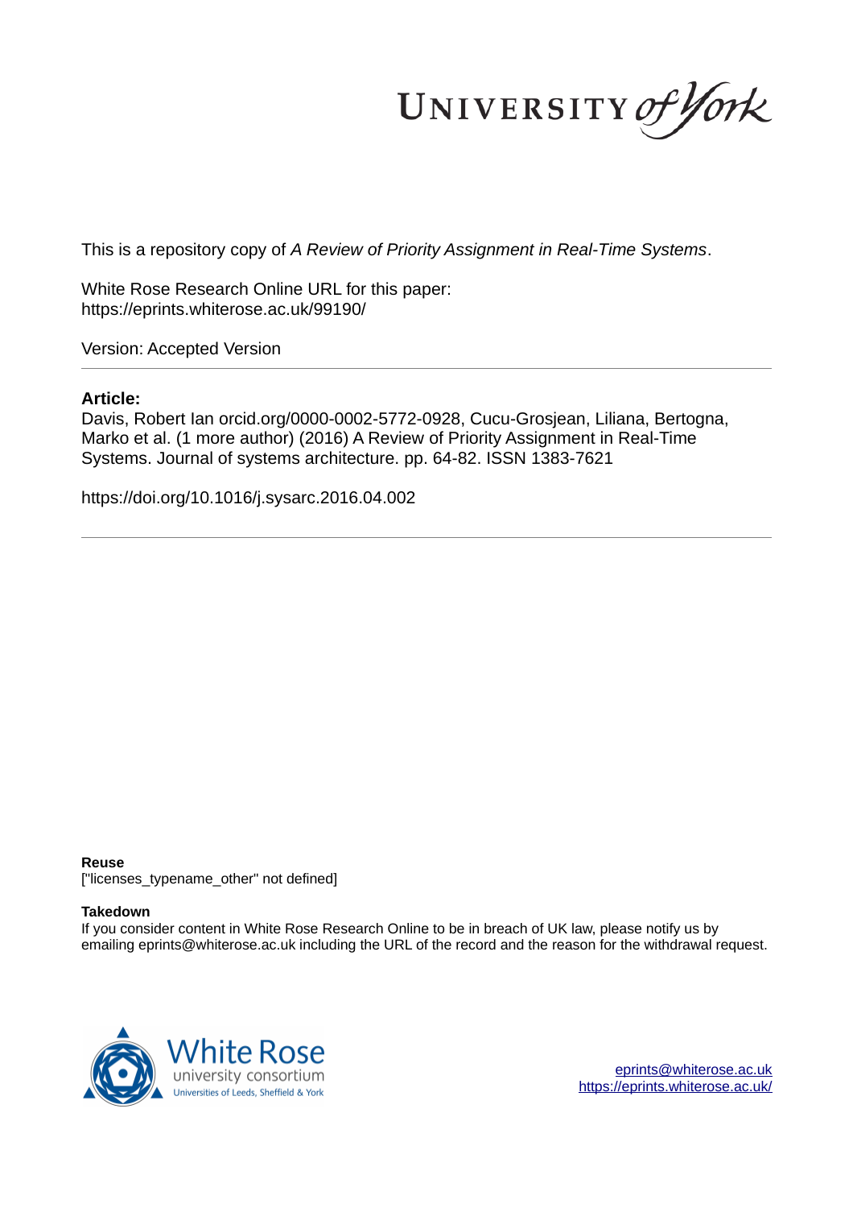UNIVERSITY *of York*

This is a repository copy of *A Review of Priority Assignment in Real-Time Systems*.

White Rose Research Online URL for this paper:
https://eprints.whiterose.ac.uk/99190/

Version: Accepted Version

**Article:**

Davis, Robert Ian orcid.org/0000-0002-5772-0928, Cucu-Grosjean, Liliana, Bertogna, Marko et al. (1 more author) (2016) A Review of Priority Assignment in Real-Time Systems. Journal of systems architecture. pp. 64-82. ISSN 1383-7621

https://doi.org/10.1016/j.sysarc.2016.04.002

**Reuse**

["licenses_typename_other" not defined]

**Takedown**

If you consider content in White Rose Research Online to be in breach of UK law, please notify us by emailing eprints@whiterose.ac.uk including the URL of the record and the reason for the withdrawal request.

White Rose
university consortium
Universities of Leeds, Sheffield & York

eprints@whiterose.ac.uk
https://eprints.whiterose.ac.uk/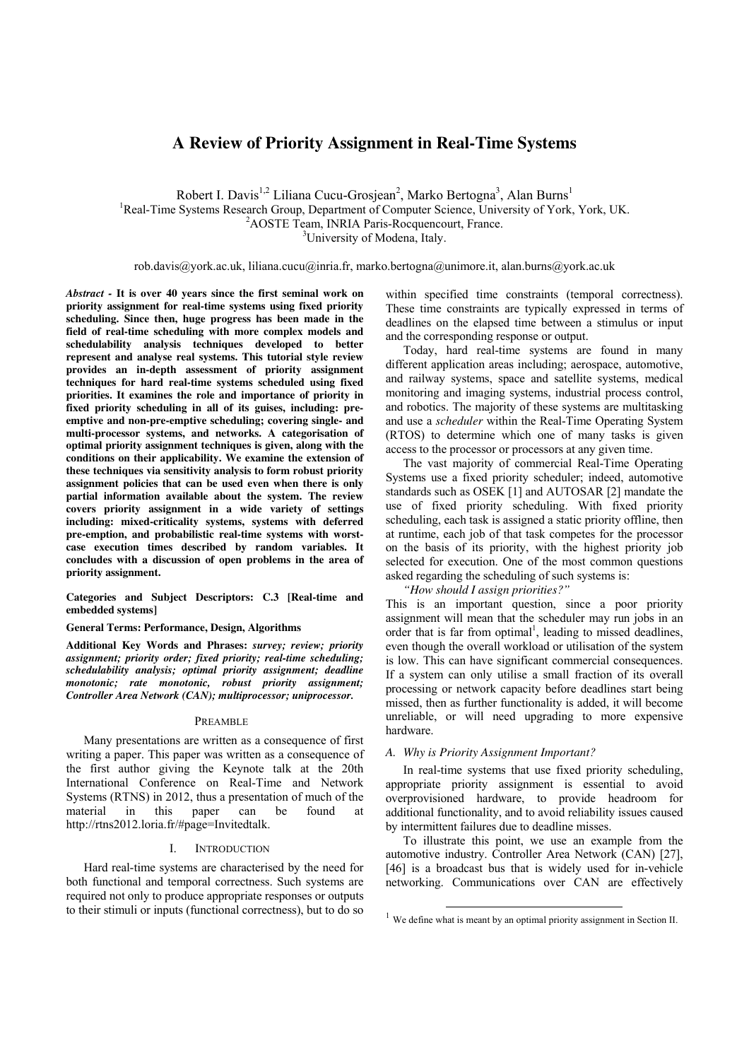# A Review of Priority Assignment in Real-Time Systems

Robert I. Davis[1,2] Liliana Cucu-Grosjean[2], Marko Bertogna[3], Alan Burns[1]

[1]Real-Time Systems Research Group, Department of Computer Science, University of York, York, UK.
[2]AOSTE Team, INRIA Paris-Rocquencourt, France.
[3]University of Modena, Italy.

rob.davis@york.ac.uk, liliana.cucu@inria.fr, marko.bertogna@unimore.it, alan.burns@york.ac.uk

***Abstract* - It is over 40 years since the first seminal work on priority assignment for real-time systems using fixed priority scheduling. Since then, huge progress has been made in the field of real-time scheduling with more complex models and schedulability analysis techniques developed to better represent and analyse real systems. This tutorial style review provides an in-depth assessment of priority assignment techniques for hard real-time systems scheduled using fixed priorities. It examines the role and importance of priority in fixed priority scheduling in all of its guises, including: pre-emptive and non-pre-emptive scheduling; covering single- and multi-processor systems, and networks. A categorisation of optimal priority assignment techniques is given, along with the conditions on their applicability. We examine the extension of these techniques via sensitivity analysis to form robust priority assignment policies that can be used even when there is only partial information available about the system. The review covers priority assignment in a wide variety of settings including: mixed-criticality systems, systems with deferred pre-emption, and probabilistic real-time systems with worst-case execution times described by random variables. It concludes with a discussion of open problems in the area of priority assignment.**

**Categories and Subject Descriptors: C.3 [Real-time and embedded systems]**

**General Terms: Performance, Design, Algorithms**

**Additional Key Words and Phrases:** ***survey; review; priority assignment; priority order; fixed priority; real-time scheduling; schedulability analysis; optimal priority assignment; deadline monotonic; rate monotonic, robust priority assignment; Controller Area Network (CAN); multiprocessor; uniprocessor.***

## PREAMBLE

Many presentations are written as a consequence of first writing a paper. This paper was written as a consequence of the first author giving the Keynote talk at the 20th International Conference on Real-Time and Network Systems (RTNS) in 2012, thus a presentation of much of the material in this paper can be found at http://rtns2012.loria.fr/#page=Invitedtalk.

## I. INTRODUCTION

Hard real-time systems are characterised by the need for both functional and temporal correctness. Such systems are required not only to produce appropriate responses or outputs to their stimuli or inputs (functional correctness), but to do so within specified time constraints (temporal correctness). These time constraints are typically expressed in terms of deadlines on the elapsed time between a stimulus or input and the corresponding response or output.

Today, hard real-time systems are found in many different application areas including; aerospace, automotive, and railway systems, space and satellite systems, medical monitoring and imaging systems, industrial process control, and robotics. The majority of these systems are multitasking and use a *scheduler* within the Real-Time Operating System (RTOS) to determine which one of many tasks is given access to the processor or processors at any given time.

The vast majority of commercial Real-Time Operating Systems use a fixed priority scheduler; indeed, automotive standards such as OSEK [1] and AUTOSAR [2] mandate the use of fixed priority scheduling. With fixed priority scheduling, each task is assigned a static priority offline, then at runtime, each job of that task competes for the processor on the basis of its priority, with the highest priority job selected for execution. One of the most common questions asked regarding the scheduling of such systems is:

*"How should I assign priorities?"*

This is an important question, since a poor priority assignment will mean that the scheduler may run jobs in an order that is far from optimal[1], leading to missed deadlines, even though the overall workload or utilisation of the system is low. This can have significant commercial consequences. If a system can only utilise a small fraction of its overall processing or network capacity before deadlines start being missed, then as further functionality is added, it will become unreliable, or will need upgrading to more expensive hardware.

### A. Why is Priority Assignment Important?

In real-time systems that use fixed priority scheduling, appropriate priority assignment is essential to avoid overprovisioned hardware, to provide headroom for additional functionality, and to avoid reliability issues caused by intermittent failures due to deadline misses.

To illustrate this point, we use an example from the automotive industry. Controller Area Network (CAN) [27], [46] is a broadcast bus that is widely used for in-vehicle networking. Communications over CAN are effectively

[1] We define what is meant by an optimal priority assignment in Section II.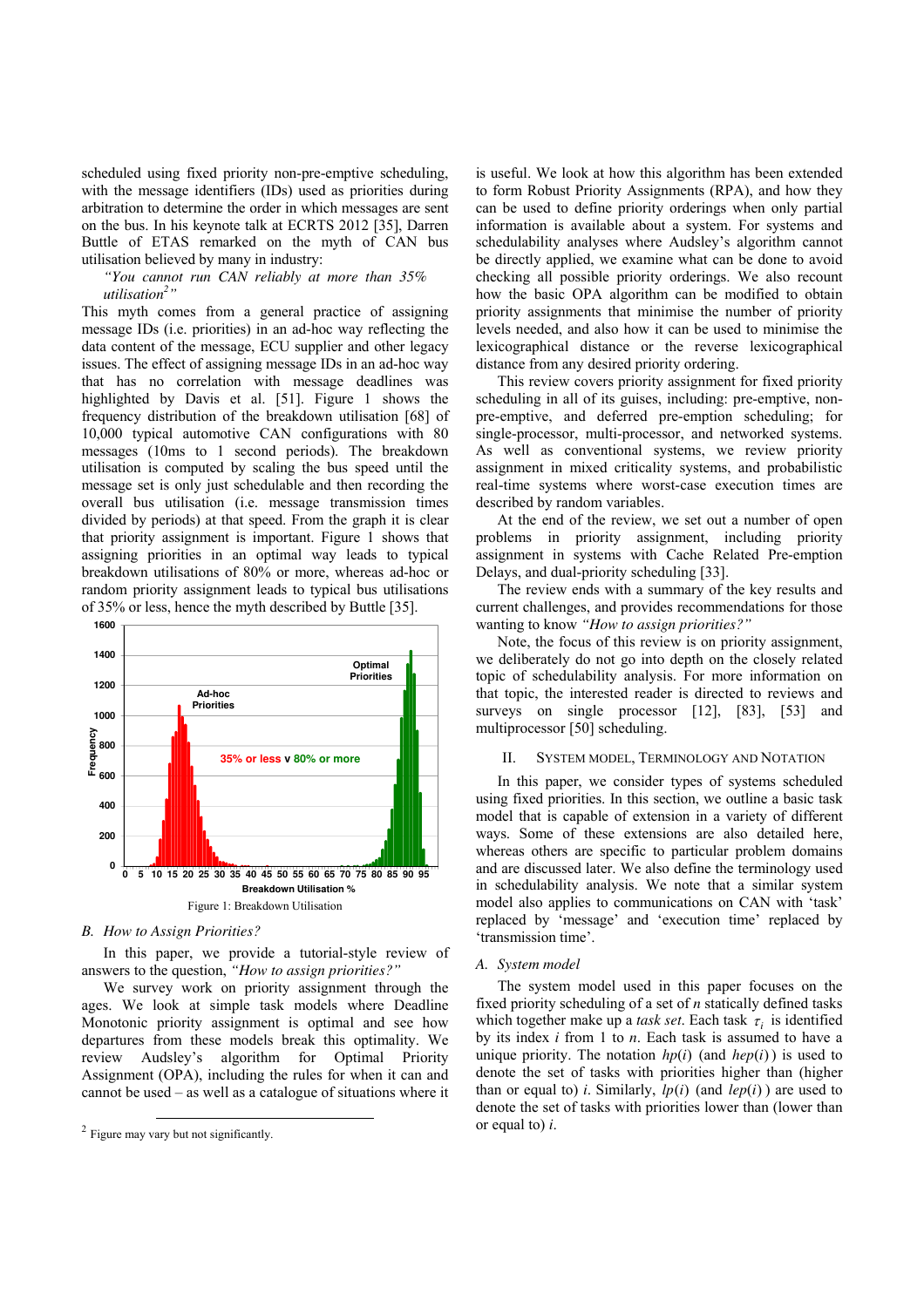scheduled using fixed priority non-pre-emptive scheduling, with the message identifiers (IDs) used as priorities during arbitration to determine the order in which messages are sent on the bus. In his keynote talk at ECRTS 2012 [35], Darren Buttle of ETAS remarked on the myth of CAN bus utilisation believed by many in industry:

> *"You cannot run CAN reliably at more than 35% utilisation[2]"*

This myth comes from a general practice of assigning message IDs (i.e. priorities) in an ad-hoc way reflecting the data content of the message, ECU supplier and other legacy issues. The effect of assigning message IDs in an ad-hoc way that has no correlation with message deadlines was highlighted by Davis et al. [51]. Figure 1 shows the frequency distribution of the breakdown utilisation [68] of 10,000 typical automotive CAN configurations with 80 messages (10ms to 1 second periods). The breakdown utilisation is computed by scaling the bus speed until the message set is only just schedulable and then recording the overall bus utilisation (i.e. message transmission times divided by periods) at that speed. From the graph it is clear that priority assignment is important. Figure 1 shows that assigning priorities in an optimal way leads to typical breakdown utilisations of 80% or more, whereas ad-hoc or random priority assignment leads to typical bus utilisations of 35% or less, hence the myth described by Buttle [35].

Figure 1: Breakdown Utilisation

### B. How to Assign Priorities?

In this paper, we provide a tutorial-style review of answers to the question, *"How to assign priorities?"*

We survey work on priority assignment through the ages. We look at simple task models where Deadline Monotonic priority assignment is optimal and see how departures from these models break this optimality. We review Audsley's algorithm for Optimal Priority Assignment (OPA), including the rules for when it can and cannot be used – as well as a catalogue of situations where it is useful. We look at how this algorithm has been extended to form Robust Priority Assignments (RPA), and how they can be used to define priority orderings when only partial information is available about a system. For systems and schedulability analyses where Audsley's algorithm cannot be directly applied, we examine what can be done to avoid checking all possible priority orderings. We also recount how the basic OPA algorithm can be modified to obtain priority assignments that minimise the number of priority levels needed, and also how it can be used to minimise the lexicographical distance or the reverse lexicographical distance from any desired priority ordering.

This review covers priority assignment for fixed priority scheduling in all of its guises, including: pre-emptive, non-pre-emptive, and deferred pre-emption scheduling; for single-processor, multi-processor, and networked systems. As well as conventional systems, we review priority assignment in mixed criticality systems, and probabilistic real-time systems where worst-case execution times are described by random variables.

At the end of the review, we set out a number of open problems in priority assignment, including priority assignment in systems with Cache Related Pre-emption Delays, and dual-priority scheduling [33].

The review ends with a summary of the key results and current challenges, and provides recommendations for those wanting to know *"How to assign priorities?"*

Note, the focus of this review is on priority assignment, we deliberately do not go into depth on the closely related topic of schedulability analysis. For more information on that topic, the interested reader is directed to reviews and surveys on single processor [12], [83], [53] and multiprocessor [50] scheduling.

## II. System Model, Terminology and Notation

In this paper, we consider types of systems scheduled using fixed priorities. In this section, we outline a basic task model that is capable of extension in a variety of different ways. Some of these extensions are also detailed here, whereas others are specific to particular problem domains and are discussed later. We also define the terminology used in schedulability analysis. We note that a similar system model also applies to communications on CAN with 'task' replaced by 'message' and 'execution time' replaced by 'transmission time'.

### A. System model

The system model used in this paper focuses on the fixed priority scheduling of a set of $n$ statically defined tasks which together make up a *task set*. Each task $\tau_i$ is identified by its index $i$ from 1 to $n$. Each task is assumed to have a unique priority. The notation $hp(i)$ (and $hep(i)$) is used to denote the set of tasks with priorities higher than (higher than or equal to) $i$. Similarly, $lp(i)$ (and $lep(i)$) are used to denote the set of tasks with priorities lower than (lower than or equal to) $i$.

[2] Figure may vary but not significantly.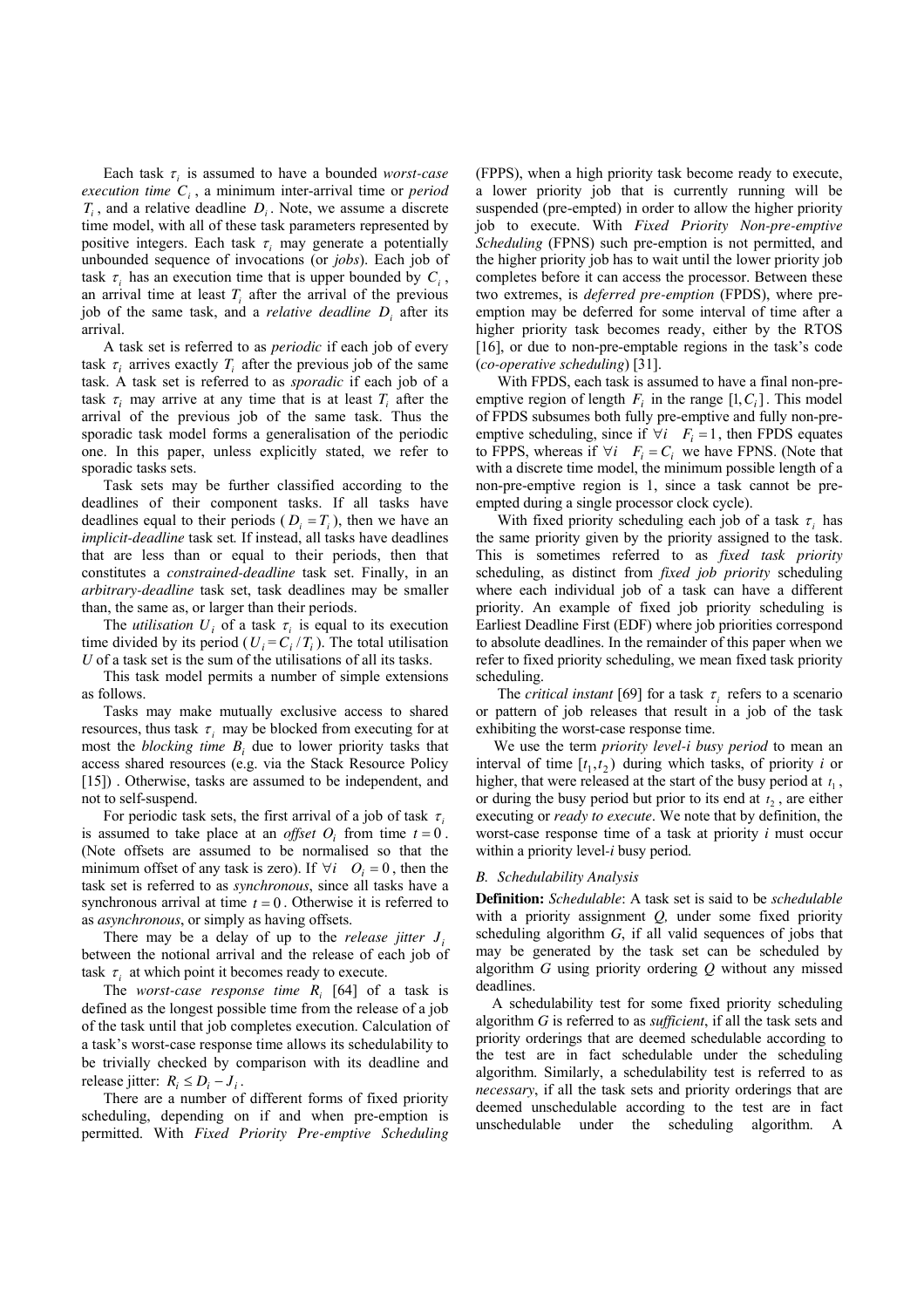Each task $\tau_i$ is assumed to have a bounded *worst-case execution time* $C_i$, a minimum inter-arrival time or *period* $T_i$, and a relative deadline $D_i$. Note, we assume a discrete time model, with all of these task parameters represented by positive integers. Each task $\tau_i$ may generate a potentially unbounded sequence of invocations (or *jobs*). Each job of task $\tau_i$ has an execution time that is upper bounded by $C_i$, an arrival time at least $T_i$ after the arrival of the previous job of the same task, and a *relative deadline* $D_i$ after its arrival.

A task set is referred to as *periodic* if each job of every task $\tau_i$ arrives exactly $T_i$ after the previous job of the same task. A task set is referred to as *sporadic* if each job of a task $\tau_i$ may arrive at any time that is at least $T_i$ after the arrival of the previous job of the same task. Thus the sporadic task model forms a generalisation of the periodic one. In this paper, unless explicitly stated, we refer to sporadic tasks sets.

Task sets may be further classified according to the deadlines of their component tasks. If all tasks have deadlines equal to their periods ($D_i = T_i$), then we have an *implicit-deadline* task set. If instead, all tasks have deadlines that are less than or equal to their periods, then that constitutes a *constrained-deadline* task set. Finally, in an *arbitrary-deadline* task set, task deadlines may be smaller than, the same as, or larger than their periods.

The *utilisation* $U_i$ of a task $\tau_i$ is equal to its execution time divided by its period ($U_i = C_i / T_i$). The total utilisation $U$ of a task set is the sum of the utilisations of all its tasks.

This task model permits a number of simple extensions as follows.

Tasks may make mutually exclusive access to shared resources, thus task $\tau_i$ may be blocked from executing for at most the *blocking time* $B_i$ due to lower priority tasks that access shared resources (e.g. via the Stack Resource Policy [15]) . Otherwise, tasks are assumed to be independent, and not to self-suspend.

For periodic task sets, the first arrival of a job of task $\tau_i$ is assumed to take place at an *offset* $O_i$ from time $t = 0$. (Note offsets are assumed to be normalised so that the minimum offset of any task is zero). If $\forall i \quad O_i = 0$, then the task set is referred to as *synchronous*, since all tasks have a synchronous arrival at time $t = 0$. Otherwise it is referred to as *asynchronous*, or simply as having offsets.

There may be a delay of up to the *release jitter* $J_i$ between the notional arrival and the release of each job of task $\tau_i$ at which point it becomes ready to execute.

The *worst-case response time* $R_i$ [64] of a task is defined as the longest possible time from the release of a job of the task until that job completes execution. Calculation of a task's worst-case response time allows its schedulability to be trivially checked by comparison with its deadline and release jitter: $R_i \le D_i - J_i$.

There are a number of different forms of fixed priority scheduling, depending on if and when pre-emption is permitted. With *Fixed Priority Pre-emptive Scheduling* (FPPS), when a high priority task become ready to execute, a lower priority job that is currently running will be suspended (pre-empted) in order to allow the higher priority job to execute. With *Fixed Priority Non-pre-emptive Scheduling* (FPNS) such pre-emption is not permitted, and the higher priority job has to wait until the lower priority job completes before it can access the processor. Between these two extremes, is *deferred pre-emption* (FPDS), where pre-emption may be deferred for some interval of time after a higher priority task becomes ready, either by the RTOS [16], or due to non-pre-emptable regions in the task's code (*co-operative scheduling*) [31].

With FPDS, each task is assumed to have a final non-pre-emptive region of length $F_i$ in the range $[1, C_i]$. This model of FPDS subsumes both fully pre-emptive and fully non-pre-emptive scheduling, since if $\forall i \quad F_i = 1$, then FPDS equates to FPPS, whereas if $\forall i \quad F_i = C_i$ we have FPNS. (Note that with a discrete time model, the minimum possible length of a non-pre-emptive region is 1, since a task cannot be pre-empted during a single processor clock cycle).

With fixed priority scheduling each job of a task $\tau_i$ has the same priority given by the priority assigned to the task. This is sometimes referred to as *fixed task priority* scheduling, as distinct from *fixed job priority* scheduling where each individual job of a task can have a different priority. An example of fixed job priority scheduling is Earliest Deadline First (EDF) where job priorities correspond to absolute deadlines. In the remainder of this paper when we refer to fixed priority scheduling, we mean fixed task priority scheduling.

The *critical instant* [69] for a task $\tau_i$ refers to a scenario or pattern of job releases that result in a job of the task exhibiting the worst-case response time.

We use the term *priority level-i busy period* to mean an interval of time $[t_1, t_2)$ during which tasks, of priority $i$ or higher, that were released at the start of the busy period at $t_1$, or during the busy period but prior to its end at $t_2$, are either executing or *ready to execute*. We note that by definition, the worst-case response time of a task at priority $i$ must occur within a priority level-$i$ busy period.

### *B. Schedulability Analysis*

**Definition:** *Schedulable*: A task set is said to be *schedulable* with a priority assignment *Q,* under some fixed priority scheduling algorithm *G*, if all valid sequences of jobs that may be generated by the task set can be scheduled by algorithm *G* using priority ordering *Q* without any missed deadlines.

A schedulability test for some fixed priority scheduling algorithm *G* is referred to as *sufficient*, if all the task sets and priority orderings that are deemed schedulable according to the test are in fact schedulable under the scheduling algorithm. Similarly, a schedulability test is referred to as *necessary*, if all the task sets and priority orderings that are deemed unschedulable according to the test are in fact unschedulable under the scheduling algorithm. A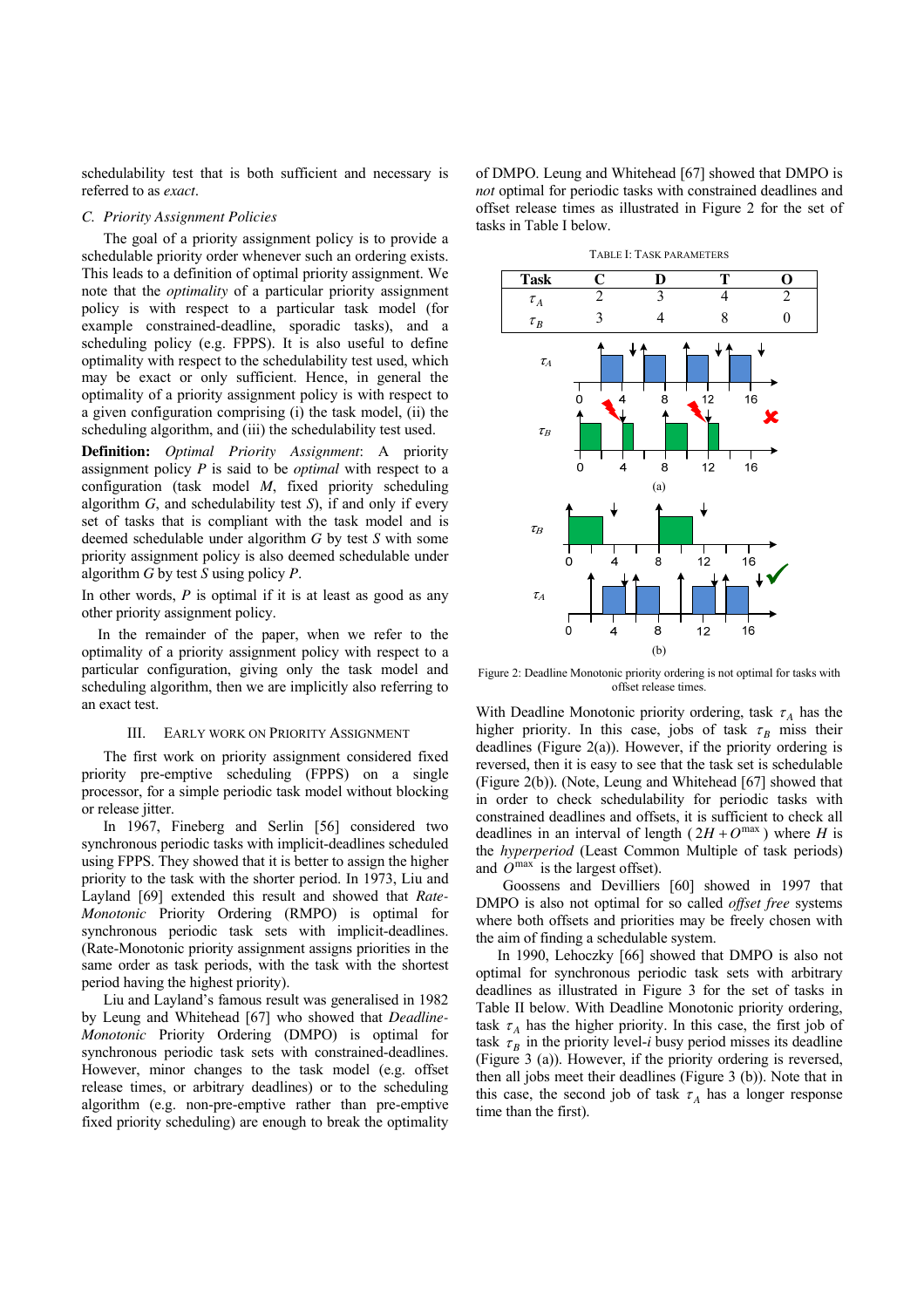schedulability test that is both sufficient and necessary is referred to as *exact*.

### C. Priority Assignment Policies

The goal of a priority assignment policy is to provide a schedulable priority order whenever such an ordering exists. This leads to a definition of optimal priority assignment. We note that the *optimality* of a particular priority assignment policy is with respect to a particular task model (for example constrained-deadline, sporadic tasks), and a scheduling policy (e.g. FPPS). It is also useful to define optimality with respect to the schedulability test used, which may be exact or only sufficient. Hence, in general the optimality of a priority assignment policy is with respect to a given configuration comprising (i) the task model, (ii) the scheduling algorithm, and (iii) the schedulability test used.

**Definition:** *Optimal Priority Assignment*: A priority assignment policy *P* is said to be *optimal* with respect to a configuration (task model *M*, fixed priority scheduling algorithm *G*, and schedulability test *S*), if and only if every set of tasks that is compliant with the task model and is deemed schedulable under algorithm *G* by test *S* with some priority assignment policy is also deemed schedulable under algorithm *G* by test *S* using policy *P*.

In other words, *P* is optimal if it is at least as good as any other priority assignment policy.

In the remainder of the paper, when we refer to the optimality of a priority assignment policy with respect to a particular configuration, giving only the task model and scheduling algorithm, then we are implicitly also referring to an exact test.

## III. Early Work on Priority Assignment

The first work on priority assignment considered fixed priority pre-emptive scheduling (FPPS) on a single processor, for a simple periodic task model without blocking or release jitter.

In 1967, Fineberg and Serlin [56] considered two synchronous periodic tasks with implicit-deadlines scheduled using FPPS. They showed that it is better to assign the higher priority to the task with the shorter period. In 1973, Liu and Layland [69] extended this result and showed that *Rate-Monotonic* Priority Ordering (RMPO) is optimal for synchronous periodic task sets with implicit-deadlines. (Rate-Monotonic priority assignment assigns priorities in the same order as task periods, with the task with the shortest period having the highest priority.)

Liu and Layland's famous result was generalised in 1982 by Leung and Whitehead [67] who showed that *Deadline-Monotonic* Priority Ordering (DMPO) is optimal for synchronous periodic task sets with constrained-deadlines. However, minor changes to the task model (e.g. offset release times, or arbitrary deadlines) or to the scheduling algorithm (e.g. non-pre-emptive rather than pre-emptive fixed priority scheduling) are enough to break the optimality of DMPO. Leung and Whitehead [67] showed that DMPO is *not* optimal for periodic tasks with constrained deadlines and offset release times as illustrated in Figure 2 for the set of tasks in Table I below.

TABLE I: Task Parameters

| Task | C | D | T | O |
|---|---|---|---|---|
| $\tau_A$ | 2 | 3 | 4 | 2 |
| $\tau_B$ | 3 | 4 | 8 | 0 |

$\tau_A$
0 4 8 12 16
$\tau_B$
0 4 8 12 16
(a)
$\tau_B$
0 4 8 12 16
$\tau_A$
0 4 8 12 16
(b)

Figure 2: Deadline Monotonic priority ordering is not optimal for tasks with offset release times.

With Deadline Monotonic priority ordering, task $\tau_A$ has the higher priority. In this case, jobs of task $\tau_B$ miss their deadlines (Figure 2(a)). However, if the priority ordering is reversed, then it is easy to see that the task set is schedulable (Figure 2(b)). (Note, Leung and Whitehead [67] showed that in order to check schedulability for periodic tasks with constrained deadlines and offsets, it is sufficient to check all deadlines in an interval of length ($2H + O^{\max}$) where $H$ is the *hyperperiod* (Least Common Multiple of task periods) and $O^{\max}$ is the largest offset).

Goossens and Devilliers [60] showed in 1997 that DMPO is also not optimal for so called *offset free* systems where both offsets and priorities may be freely chosen with the aim of finding a schedulable system.

In 1990, Lehoczky [66] showed that DMPO is also not optimal for synchronous periodic task sets with arbitrary deadlines as illustrated in Figure 3 for the set of tasks in Table II below. With Deadline Monotonic priority ordering, task $\tau_A$ has the higher priority. In this case, the first job of task $\tau_B$ in the priority level-*i* busy period misses its deadline (Figure 3 (a)). However, if the priority ordering is reversed, then all jobs meet their deadlines (Figure 3 (b)). Note that in this case, the second job of task $\tau_A$ has a longer response time than the first).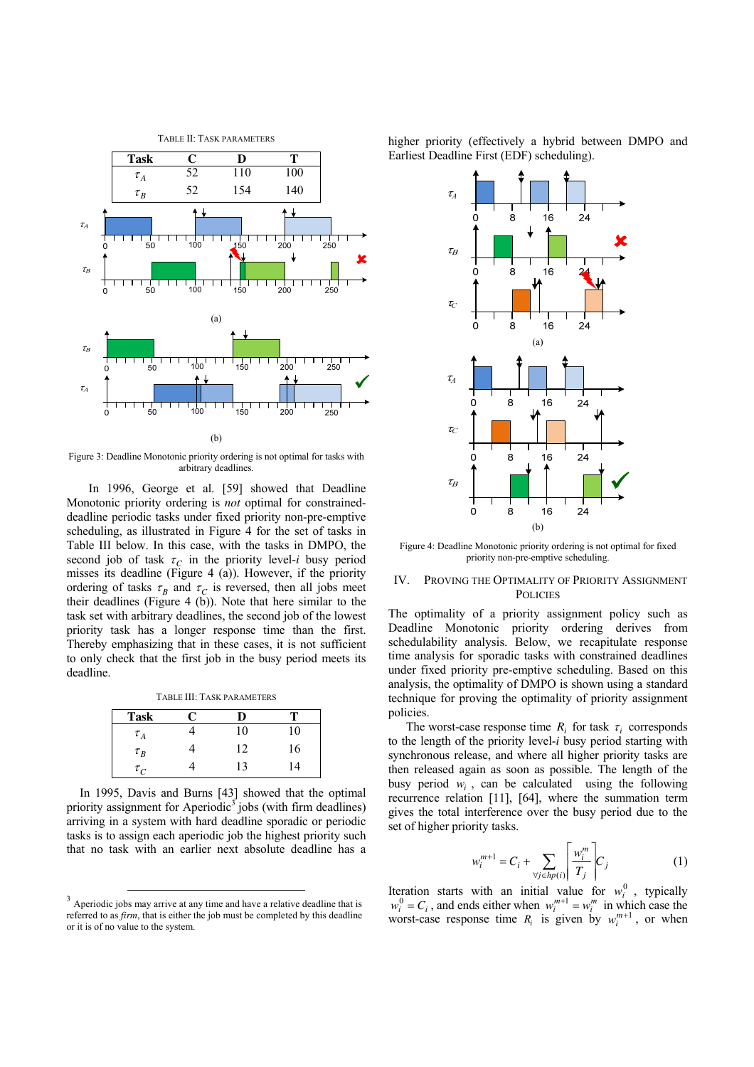TABLE II: TASK PARAMETERS

| Task | C | D | T |
|---|---|---|---|
| $\tau_A$ | 52 | 110 | 100 |
| $\tau_B$ | 52 | 154 | 140 |

Figure 3: Deadline Monotonic priority ordering is not optimal for tasks with arbitrary deadlines.

In 1996, George et al. [59] showed that Deadline Monotonic priority ordering is *not* optimal for constrained-deadline periodic tasks under fixed priority non-pre-emptive scheduling, as illustrated in Figure 4 for the set of tasks in Table III below. In this case, with the tasks in DMPO, the second job of task $\tau_C$ in the priority level-$i$ busy period misses its deadline (Figure 4 (a)). However, if the priority ordering of tasks $\tau_B$ and $\tau_C$ is reversed, then all jobs meet their deadlines (Figure 4 (b)). Note that here similar to the task set with arbitrary deadlines, the second job of the lowest priority task has a longer response time than the first. Thereby emphasizing that in these cases, it is not sufficient to only check that the first job in the busy period meets its deadline.

TABLE III: TASK PARAMETERS

| Task | C | D | T |
|---|---|---|---|
| $\tau_A$ | 4 | 10 | 10 |
| $\tau_B$ | 4 | 12 | 16 |
| $\tau_C$ | 4 | 13 | 14 |

In 1995, Davis and Burns [43] showed that the optimal priority assignment for Aperiodic[3] jobs (with firm deadlines) arriving in a system with hard deadline sporadic or periodic tasks is to assign each aperiodic job the highest priority such that no task with an earlier next absolute deadline has a higher priority (effectively a hybrid between DMPO and Earliest Deadline First (EDF) scheduling).

[3] Aperiodic jobs may arrive at any time and have a relative deadline that is referred to as *firm*, that is either the job must be completed by this deadline or it is of no value to the system.

Figure 4: Deadline Monotonic priority ordering is not optimal for fixed priority non-pre-emptive scheduling.

## IV. PROVING THE OPTIMALITY OF PRIORITY ASSIGNMENT POLICIES

The optimality of a priority assignment policy such as Deadline Monotonic priority ordering derives from schedulability analysis. Below, we recapitulate response time analysis for sporadic tasks with constrained deadlines under fixed priority pre-emptive scheduling. Based on this analysis, the optimality of DMPO is shown using a standard technique for proving the optimality of priority assignment policies.

The worst-case response time $R_i$ for task $\tau_i$ corresponds to the length of the priority level-$i$ busy period starting with synchronous release, and where all higher priority tasks are then released again as soon as possible. The length of the busy period $w_i$, can be calculated using the following recurrence relation [11], [64], where the summation term gives the total interference over the busy period due to the set of higher priority tasks.

$$w_i^{m+1} = C_i + \sum_{\forall j \in hp(i)} \left\lceil \frac{w_i^m}{T_j} \right\rceil C_j \tag{1}$$

Iteration starts with an initial value for $w_i^0$, typically $w_i^0 = C_i$, and ends either when $w_i^{m+1} = w_i^m$ in which case the worst-case response time $R_i$ is given by $w_i^{m+1}$, or when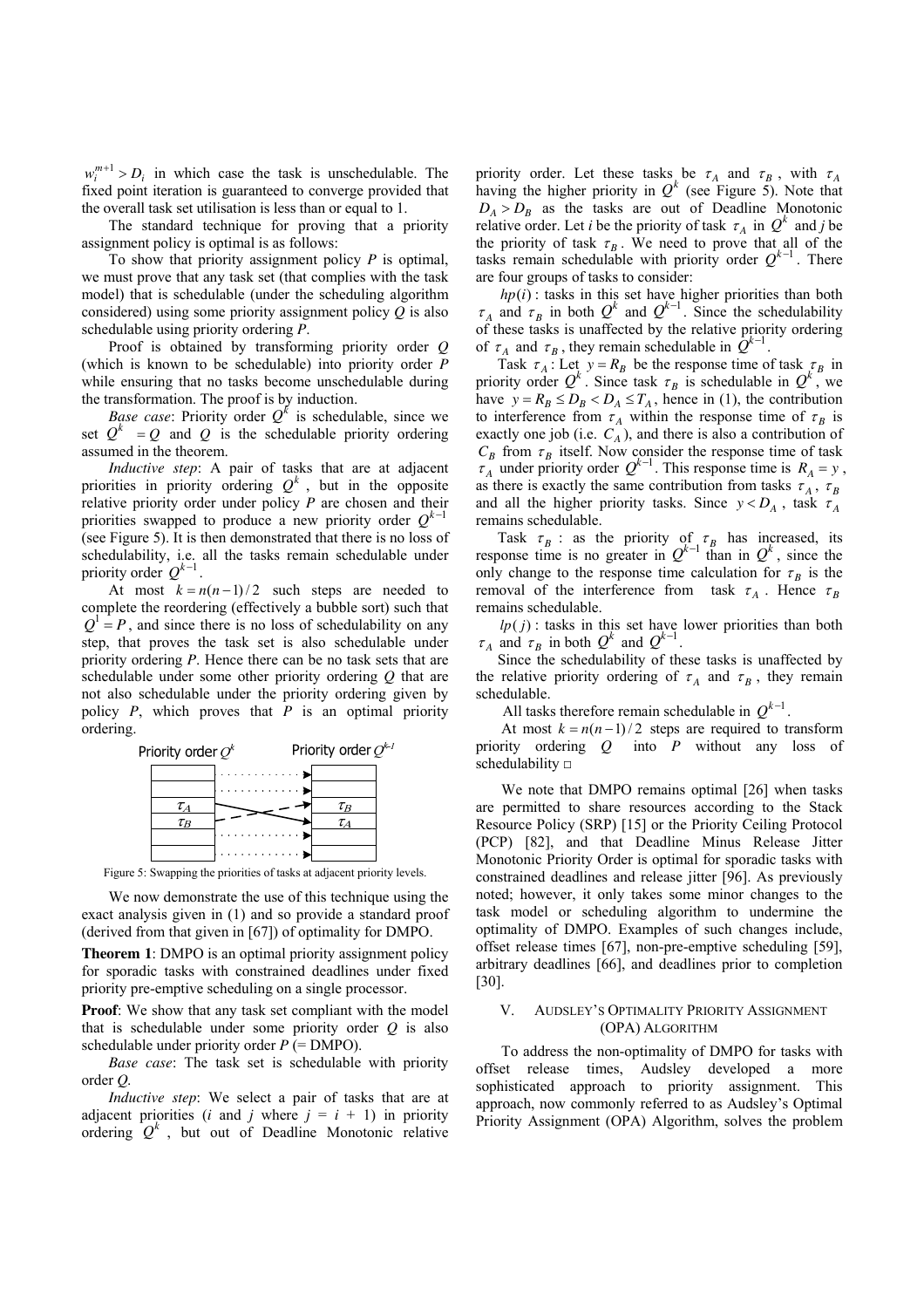$w_i^{m+1} > D_i$ in which case the task is unschedulable. The fixed point iteration is guaranteed to converge provided that the overall task set utilisation is less than or equal to 1.

The standard technique for proving that a priority assignment policy is optimal is as follows:

To show that priority assignment policy *P* is optimal, we must prove that any task set (that complies with the task model) that is schedulable (under the scheduling algorithm considered) using some priority assignment policy *Q* is also schedulable using priority ordering *P*.

Proof is obtained by transforming priority order *Q* (which is known to be schedulable) into priority order *P* while ensuring that no tasks become unschedulable during the transformation. The proof is by induction.

*Base case*: Priority order $Q^k$ is schedulable, since we set $Q^k = Q$ and *Q* is the schedulable priority ordering assumed in the theorem.

*Inductive step*: A pair of tasks that are at adjacent priorities in priority ordering $Q^k$, but in the opposite relative priority order under policy *P* are chosen and their priorities swapped to produce a new priority order $Q^{k-1}$ (see Figure 5). It is then demonstrated that there is no loss of schedulability, i.e. all the tasks remain schedulable under priority order $Q^{k-1}$.

At most $k = n(n-1)/2$ such steps are needed to complete the reordering (effectively a bubble sort) such that $Q^1 = P$, and since there is no loss of schedulability on any step, that proves the task set is also schedulable under priority ordering *P*. Hence there can be no task sets that are schedulable under some other priority ordering *Q* that are not also schedulable under the priority ordering given by policy *P*, which proves that *P* is an optimal priority ordering.

| Priority order $Q^k$ | | Priority order $Q^{k-1}$ |
|---|---|---|
| | → | |
| | → | |
| $\tau_A$ | ↘ | $\tau_B$ |
| $\tau_B$ | ↗ | $\tau_A$ |
| | → | |
| | → | |

Figure 5: Swapping the priorities of tasks at adjacent priority levels.

We now demonstrate the use of this technique using the exact analysis given in (1) and so provide a standard proof (derived from that given in [67]) of optimality for DMPO.

**Theorem 1**: DMPO is an optimal priority assignment policy for sporadic tasks with constrained deadlines under fixed priority pre-emptive scheduling on a single processor.

**Proof**: We show that any task set compliant with the model that is schedulable under some priority order *Q* is also schedulable under priority order *P* (= DMPO).

*Base case*: The task set is schedulable with priority order *Q*.

*Inductive step*: We select a pair of tasks that are at adjacent priorities (*i* and *j* where *j* = *i* + 1) in priority ordering $Q^k$, but out of Deadline Monotonic relative priority order. Let these tasks be $\tau_A$ and $\tau_B$, with $\tau_A$ having the higher priority in $Q^k$ (see Figure 5). Note that $D_A > D_B$ as the tasks are out of Deadline Monotonic relative order. Let *i* be the priority of task $\tau_A$ in $Q^k$ and *j* be the priority of task $\tau_B$. We need to prove that all of the tasks remain schedulable with priority order $Q^{k-1}$. There are four groups of tasks to consider:

$hp(i)$ : tasks in this set have higher priorities than both $\tau_A$ and $\tau_B$ in both $Q^k$ and $Q^{k-1}$. Since the schedulability of these tasks is unaffected by the relative priority ordering of $\tau_A$ and $\tau_B$, they remain schedulable in $Q^{k-1}$.

Task $\tau_A$ : Let $y = R_B$ be the response time of task $\tau_B$ in priority order $Q^k$. Since task $\tau_B$ is schedulable in $Q^k$, we have $y = R_B \le D_B < D_A \le T_A$, hence in (1), the contribution to interference from $\tau_A$ within the response time of $\tau_B$ is exactly one job (i.e. $C_A$), and there is also a contribution of $C_B$ from $\tau_B$ itself. Now consider the response time of task $\tau_A$ under priority order $Q^{k-1}$. This response time is $R_A = y$, as there is exactly the same contribution from tasks $\tau_A$, $\tau_B$ and all the higher priority tasks. Since $y < D_A$, task $\tau_A$ remains schedulable.

Task $\tau_B$ : as the priority of $\tau_B$ has increased, its response time is no greater in $Q^{k-1}$ than in $Q^k$, since the only change to the response time calculation for $\tau_B$ is the removal of the interference from task $\tau_A$. Hence $\tau_B$ remains schedulable.

$lp(j)$ : tasks in this set have lower priorities than both $\tau_A$ and $\tau_B$ in both $Q^k$ and $Q^{k-1}$.

Since the schedulability of these tasks is unaffected by the relative priority ordering of $\tau_A$ and $\tau_B$, they remain schedulable.

All tasks therefore remain schedulable in $Q^{k-1}$.

At most $k = n(n-1)/2$ steps are required to transform priority ordering *Q* into *P* without any loss of schedulability □

We note that DMPO remains optimal [26] when tasks are permitted to share resources according to the Stack Resource Policy (SRP) [15] or the Priority Ceiling Protocol (PCP) [82], and that Deadline Minus Release Jitter Monotonic Priority Order is optimal for sporadic tasks with constrained deadlines and release jitter [96]. As previously noted; however, it only takes some minor changes to the task model or scheduling algorithm to undermine the optimality of DMPO. Examples of such changes include, offset release times [67], non-pre-emptive scheduling [59], arbitrary deadlines [66], and deadlines prior to completion [30].

## V. Audsley's Optimality Priority Assignment (OPA) Algorithm

To address the non-optimality of DMPO for tasks with offset release times, Audsley developed a more sophisticated approach to priority assignment. This approach, now commonly referred to as Audsley's Optimal Priority Assignment (OPA) Algorithm, solves the problem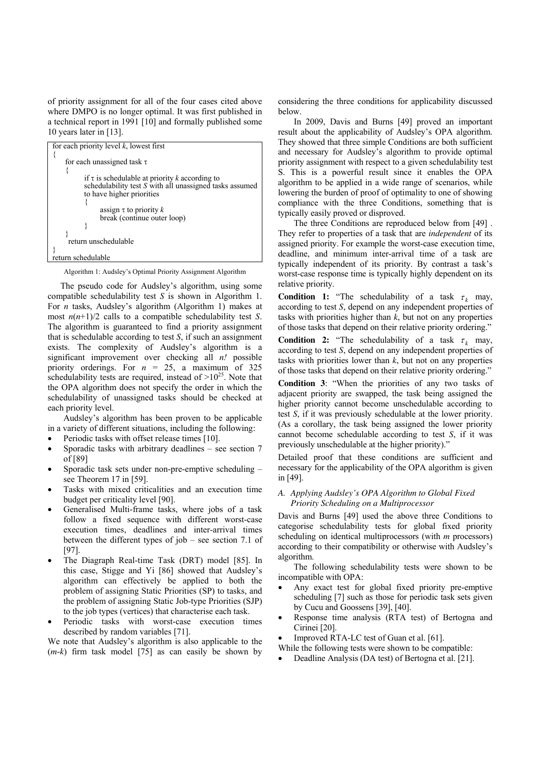of priority assignment for all of the four cases cited above where DMPO is no longer optimal. It was first published in a technical report in 1991 [10] and formally published some 10 years later in [13].

```
for each priority level k, lowest first
{
    for each unassigned task τ
    {
        if τ is schedulable at priority k according to
        schedulability test S with all unassigned tasks assumed
        to have higher priorities
        {
            assign τ to priority k
            break (continue outer loop)
        }
    }
    return unschedulable
}
return schedulable
```

Algorithm 1: Audsley's Optimal Priority Assignment Algorithm

The pseudo code for Audsley's algorithm, using some compatible schedulability test *S* is shown in Algorithm 1. For *n* tasks, Audsley's algorithm (Algorithm 1) makes at most $n(n+1)/2$ calls to a compatible schedulability test *S*. The algorithm is guaranteed to find a priority assignment that is schedulable according to test *S*, if such an assignment exists. The complexity of Audsley's algorithm is a significant improvement over checking all $n!$ possible priority orderings. For $n = 25$, a maximum of 325 schedulability tests are required, instead of $>10^{25}$. Note that the OPA algorithm does not specify the order in which the schedulability of unassigned tasks should be checked at each priority level.

Audsley's algorithm has been proven to be applicable in a variety of different situations, including the following:

- Periodic tasks with offset release times [10].
- Sporadic tasks with arbitrary deadlines – see section 7 of [89]
- Sporadic task sets under non-pre-emptive scheduling – see Theorem 17 in [59].
- Tasks with mixed criticalities and an execution time budget per criticality level [90].
- Generalised Multi-frame tasks, where jobs of a task follow a fixed sequence with different worst-case execution times, deadlines and inter-arrival times between the different types of job – see section 7.1 of [97].
- The Diagraph Real-time Task (DRT) model [85]. In this case, Stigge and Yi [86] showed that Audsley's algorithm can effectively be applied to both the problem of assigning Static Priorities (SP) to tasks, and the problem of assigning Static Job-type Priorities (SJP) to the job types (vertices) that characterise each task.
- Periodic tasks with worst-case execution times described by random variables [71].

We note that Audsley's algorithm is also applicable to the ($m$-$k$) firm task model [75] as can easily be shown by considering the three conditions for applicability discussed below.

In 2009, Davis and Burns [49] proved an important result about the applicability of Audsley's OPA algorithm. They showed that three simple Conditions are both sufficient and necessary for Audsley's algorithm to provide optimal priority assignment with respect to a given schedulability test S. This is a powerful result since it enables the OPA algorithm to be applied in a wide range of scenarios, while lowering the burden of proof of optimality to one of showing compliance with the three Conditions, something that is typically easily proved or disproved.

The three Conditions are reproduced below from [49] . They refer to properties of a task that are *independent* of its assigned priority. For example the worst-case execution time, deadline, and minimum inter-arrival time of a task are typically independent of its priority. By contrast a task's worst-case response time is typically highly dependent on its relative priority.

**Condition 1:** "The schedulability of a task $\tau_k$ may, according to test *S*, depend on any independent properties of tasks with priorities higher than *k*, but not on any properties of those tasks that depend on their relative priority ordering."

**Condition 2:** "The schedulability of a task $\tau_k$ may, according to test *S*, depend on any independent properties of tasks with priorities lower than *k*, but not on any properties of those tasks that depend on their relative priority ordering."

**Condition 3**: "When the priorities of any two tasks of adjacent priority are swapped, the task being assigned the higher priority cannot become unschedulable according to test *S*, if it was previously schedulable at the lower priority. (As a corollary, the task being assigned the lower priority cannot become schedulable according to test *S*, if it was previously unschedulable at the higher priority)."

Detailed proof that these conditions are sufficient and necessary for the applicability of the OPA algorithm is given in [49].

### *A. Applying Audsley's OPA Algorithm to Global Fixed Priority Scheduling on a Multiprocessor*

Davis and Burns [49] used the above three Conditions to categorise schedulability tests for global fixed priority scheduling on identical multiprocessors (with *m* processors) according to their compatibility or otherwise with Audsley's algorithm.

The following schedulability tests were shown to be incompatible with OPA:

- Any exact test for global fixed priority pre-emptive scheduling [7] such as those for periodic task sets given by Cucu and Goossens [39], [40].
- Response time analysis (RTA test) of Bertogna and Cirinei [20].
- Improved RTA-LC test of Guan et al. [61].

While the following tests were shown to be compatible:

- Deadline Analysis (DA test) of Bertogna et al. [21].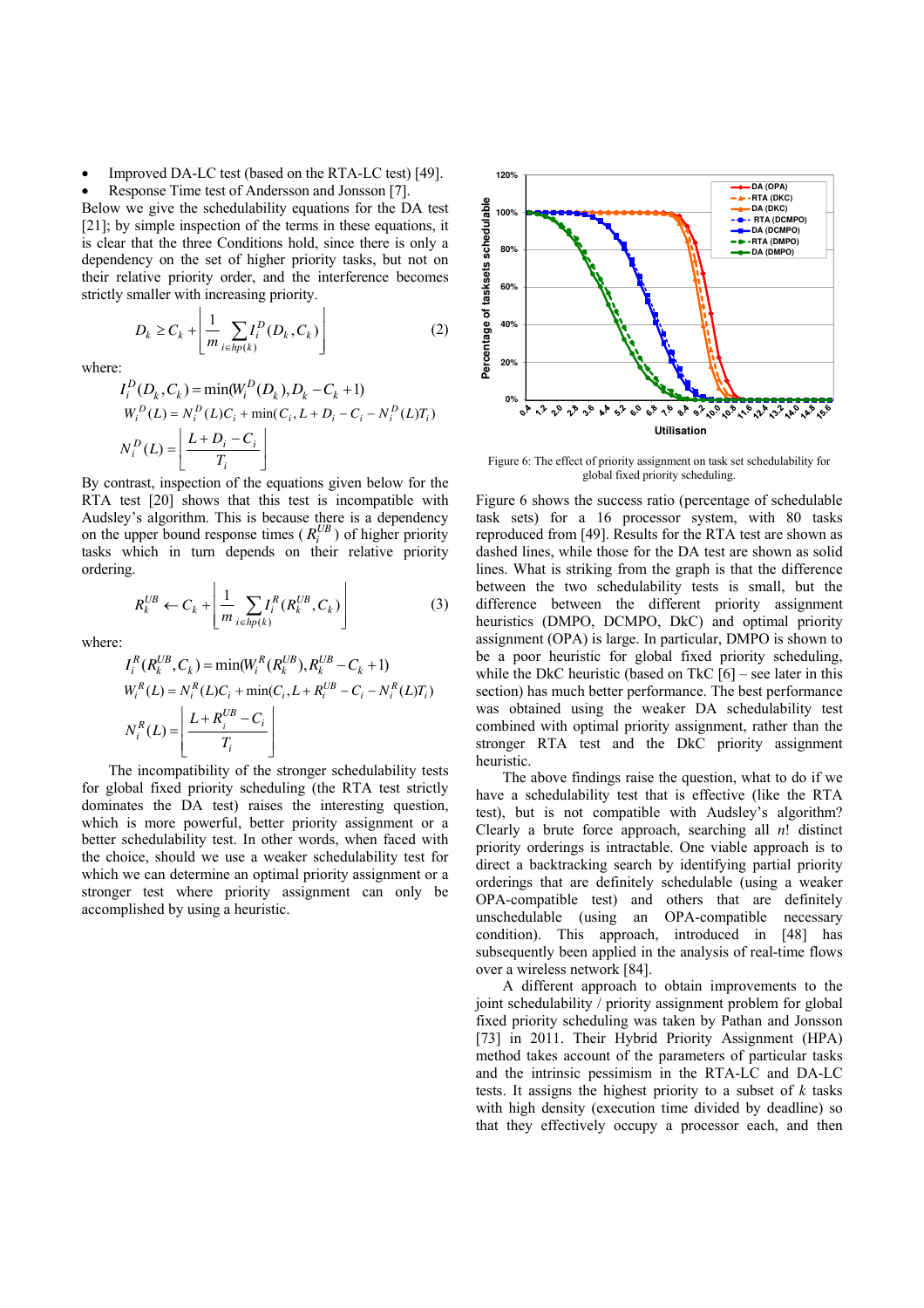- Improved DA-LC test (based on the RTA-LC test) [49].
- Response Time test of Andersson and Jonsson [7].

Below we give the schedulability equations for the DA test [21]; by simple inspection of the terms in these equations, it is clear that the three Conditions hold, since there is only a dependency on the set of higher priority tasks, but not on their relative priority order, and the interference becomes strictly smaller with increasing priority.

$$D_k \geq C_k + \left\lfloor \frac{1}{m} \sum_{i \in hp(k)} I_i^D(D_k, C_k) \right\rfloor \tag{2}$$

where:

$$I_i^D(D_k, C_k) = \min(W_i^D(D_k), D_k - C_k + 1)$$
$$W_i^D(L) = N_i^D(L)C_i + \min(C_i, L + D_i - C_i - N_i^D(L)T_i)$$
$$N_i^D(L) = \left\lfloor \frac{L + D_i - C_i}{T_i} \right\rfloor$$

By contrast, inspection of the equations given below for the RTA test [20] shows that this test is incompatible with Audsley's algorithm. This is because there is a dependency on the upper bound response times ($R_i^{UB}$) of higher priority tasks which in turn depends on their relative priority ordering.

$$R_k^{UB} \leftarrow C_k + \left\lfloor \frac{1}{m} \sum_{i \in hp(k)} I_i^R(R_k^{UB}, C_k) \right\rfloor \tag{3}$$

where:

$$I_i^R(R_k^{UB}, C_k) = \min(W_i^R(R_k^{UB}), R_k^{UB} - C_k + 1)$$
$$W_i^R(L) = N_i^R(L)C_i + \min(C_i, L + R_i^{UB} - C_i - N_i^R(L)T_i)$$
$$N_i^R(L) = \left\lfloor \frac{L + R_i^{UB} - C_i}{T_i} \right\rfloor$$

The incompatibility of the stronger schedulability tests for global fixed priority scheduling (the RTA test strictly dominates the DA test) raises the interesting question, which is more powerful, better priority assignment or a better schedulability test. In other words, when faced with the choice, should we use a weaker schedulability test for which we can determine an optimal priority assignment or a stronger test where priority assignment can only be accomplished by using a heuristic.

Figure 6: The effect of priority assignment on task set schedulability for global fixed priority scheduling.

Figure 6 shows the success ratio (percentage of schedulable task sets) for a 16 processor system, with 80 tasks reproduced from [49]. Results for the RTA test are shown as dashed lines, while those for the DA test are shown as solid lines. What is striking from the graph is that the difference between the two schedulability tests is small, but the difference between the different priority assignment heuristics (DMPO, DCMPO, DkC) and optimal priority assignment (OPA) is large. In particular, DMPO is shown to be a poor heuristic for global fixed priority scheduling, while the DkC heuristic (based on TkC [6] – see later in this section) has much better performance. The best performance was obtained using the weaker DA schedulability test combined with optimal priority assignment, rather than the stronger RTA test and the DkC priority assignment heuristic.

The above findings raise the question, what to do if we have a schedulability test that is effective (like the RTA test), but is not compatible with Audsley's algorithm? Clearly a brute force approach, searching all $n!$ distinct priority orderings is intractable. One viable approach is to direct a backtracking search by identifying partial priority orderings that are definitely schedulable (using a weaker OPA-compatible test) and others that are definitely unschedulable (using an OPA-compatible necessary condition). This approach, introduced in [48] has subsequently been applied in the analysis of real-time flows over a wireless network [84].

A different approach to obtain improvements to the joint schedulability / priority assignment problem for global fixed priority scheduling was taken by Pathan and Jonsson [73] in 2011. Their Hybrid Priority Assignment (HPA) method takes account of the parameters of particular tasks and the intrinsic pessimism in the RTA-LC and DA-LC tests. It assigns the highest priority to a subset of $k$ tasks with high density (execution time divided by deadline) so that they effectively occupy a processor each, and then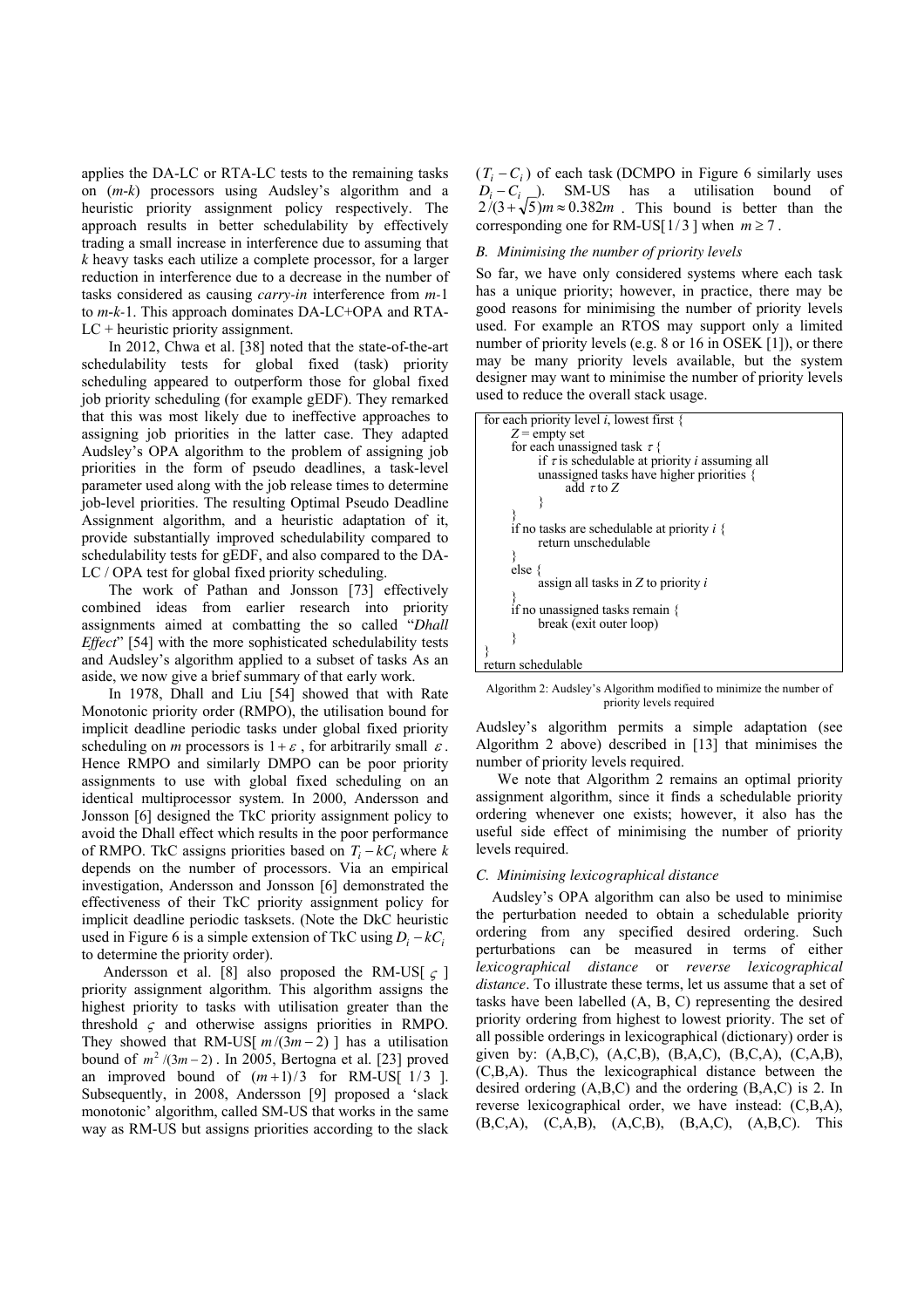applies the DA-LC or RTA-LC tests to the remaining tasks on ($m$-$k$) processors using Audsley's algorithm and a heuristic priority assignment policy respectively. The approach results in better schedulability by effectively trading a small increase in interference due to assuming that $k$ heavy tasks each utilize a complete processor, for a larger reduction in interference due to a decrease in the number of tasks considered as causing *carry-in* interference from $m$-1 to $m$-$k$-1. This approach dominates DA-LC+OPA and RTA-LC + heuristic priority assignment.

In 2012, Chwa et al. [38] noted that the state-of-the-art schedulability tests for global fixed (task) priority scheduling appeared to outperform those for global fixed job priority scheduling (for example gEDF). They remarked that this was most likely due to ineffective approaches to assigning job priorities in the latter case. They adapted Audsley's OPA algorithm to the problem of assigning job priorities in the form of pseudo deadlines, a task-level parameter used along with the job release times to determine job-level priorities. The resulting Optimal Pseudo Deadline Assignment algorithm, and a heuristic adaptation of it, provide substantially improved schedulability compared to schedulability tests for gEDF, and also compared to the DA-LC / OPA test for global fixed priority scheduling.

The work of Pathan and Jonsson [73] effectively combined ideas from earlier research into priority assignments aimed at combatting the so called "*Dhall Effect*" [54] with the more sophisticated schedulability tests and Audsley's algorithm applied to a subset of tasks As an aside, we now give a brief summary of that early work.

In 1978, Dhall and Liu [54] showed that with Rate Monotonic priority order (RMPO), the utilisation bound for implicit deadline periodic tasks under global fixed priority scheduling on $m$ processors is $1+\varepsilon$, for arbitrarily small $\varepsilon$. Hence RMPO and similarly DMPO can be poor priority assignments to use with global fixed scheduling on an identical multiprocessor system. In 2000, Andersson and Jonsson [6] designed the TkC priority assignment policy to avoid the Dhall effect which results in the poor performance of RMPO. TkC assigns priorities based on $T_i - kC_i$ where $k$ depends on the number of processors. Via an empirical investigation, Andersson and Jonsson [6] demonstrated the effectiveness of their TkC priority assignment policy for implicit deadline periodic tasksets. (Note the DkC heuristic used in Figure 6 is a simple extension of TkC using $D_i - kC_i$ to determine the priority order).

Andersson et al. [8] also proposed the RM-US[ $\varsigma$ ] priority assignment algorithm. This algorithm assigns the highest priority to tasks with utilisation greater than the threshold $\varsigma$ and otherwise assigns priorities in RMPO. They showed that RM-US[ $m/(3m-2)$ ] has a utilisation bound of $m^2/(3m-2)$. In 2005, Bertogna et al. [23] proved an improved bound of $(m+1)/3$ for RM-US[ $1/3$ ]. Subsequently, in 2008, Andersson [9] proposed a 'slack monotonic' algorithm, called SM-US that works in the same way as RM-US but assigns priorities according to the slack ($T_i - C_i$) of each task (DCMPO in Figure 6 similarly uses $D_i - C_i$). SM-US has a utilisation bound of $2/(3+\sqrt{5})m \approx 0.382m$. This bound is better than the corresponding one for RM-US[ $1/3$ ] when $m \geq 7$.

### B. Minimising the number of priority levels

So far, we have only considered systems where each task has a unique priority; however, in practice, there may be good reasons for minimising the number of priority levels used. For example an RTOS may support only a limited number of priority levels (e.g. 8 or 16 in OSEK [1]), or there may be many priority levels available, but the system designer may want to minimise the number of priority levels used to reduce the overall stack usage.

```
for each priority level i, lowest first {
    Z = empty set
    for each unassigned task τ {
        if τ is schedulable at priority i assuming all
        unassigned tasks have higher priorities {
            add τ to Z
        }
    }
    if no tasks are schedulable at priority i {
        return unschedulable
    }
    else {
        assign all tasks in Z to priority i
    }
    if no unassigned tasks remain {
        break (exit outer loop)
    }
}
return schedulable
```

Algorithm 2: Audsley's Algorithm modified to minimize the number of priority levels required

Audsley's algorithm permits a simple adaptation (see Algorithm 2 above) described in [13] that minimises the number of priority levels required.

We note that Algorithm 2 remains an optimal priority assignment algorithm, since it finds a schedulable priority ordering whenever one exists; however, it also has the useful side effect of minimising the number of priority levels required.

### C. Minimising lexicographical distance

Audsley's OPA algorithm can also be used to minimise the perturbation needed to obtain a schedulable priority ordering from any specified desired ordering. Such perturbations can be measured in terms of either *lexicographical distance* or *reverse lexicographical distance*. To illustrate these terms, let us assume that a set of tasks have been labelled (A, B, C) representing the desired priority ordering from highest to lowest priority. The set of all possible orderings in lexicographical (dictionary) order is given by: (A,B,C), (A,C,B), (B,A,C), (B,C,A), (C,A,B), (C,B,A). Thus the lexicographical distance between the desired ordering (A,B,C) and the ordering (B,A,C) is 2. In reverse lexicographical order, we have instead: (C,B,A), (B,C,A), (C,A,B), (A,C,B), (B,A,C), (A,B,C). This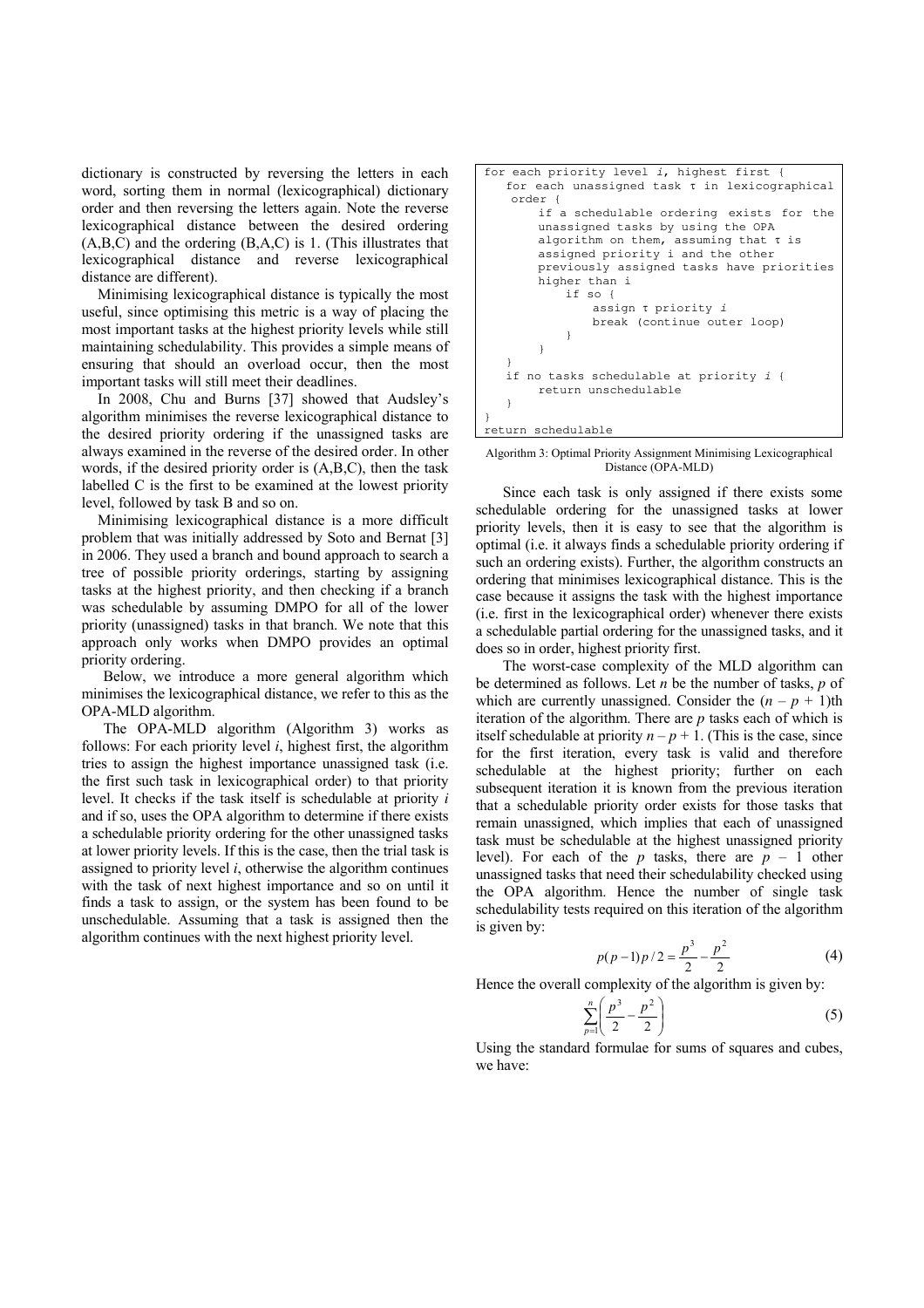dictionary is constructed by reversing the letters in each word, sorting them in normal (lexicographical) dictionary order and then reversing the letters again. Note the reverse lexicographical distance between the desired ordering (A,B,C) and the ordering (B,A,C) is 1. (This illustrates that lexicographical distance and reverse lexicographical distance are different).

Minimising lexicographical distance is typically the most useful, since optimising this metric is a way of placing the most important tasks at the highest priority levels while still maintaining schedulability. This provides a simple means of ensuring that should an overload occur, then the most important tasks will still meet their deadlines.

In 2008, Chu and Burns [37] showed that Audsley's algorithm minimises the reverse lexicographical distance to the desired priority ordering if the unassigned tasks are always examined in the reverse of the desired order. In other words, if the desired priority order is (A,B,C), then the task labelled C is the first to be examined at the lowest priority level, followed by task B and so on.

Minimising lexicographical distance is a more difficult problem that was initially addressed by Soto and Bernat [3] in 2006. They used a branch and bound approach to search a tree of possible priority orderings, starting by assigning tasks at the highest priority, and then checking if a branch was schedulable by assuming DMPO for all of the lower priority (unassigned) tasks in that branch. We note that this approach only works when DMPO provides an optimal priority ordering.

Below, we introduce a more general algorithm which minimises the lexicographical distance, we refer to this as the OPA-MLD algorithm.

The OPA-MLD algorithm (Algorithm 3) works as follows: For each priority level *i*, highest first, the algorithm tries to assign the highest importance unassigned task (i.e. the first such task in lexicographical order) to that priority level. It checks if the task itself is schedulable at priority *i* and if so, uses the OPA algorithm to determine if there exists a schedulable priority ordering for the other unassigned tasks at lower priority levels. If this is the case, then the trial task is assigned to priority level *i*, otherwise the algorithm continues with the task of next highest importance and so on until it finds a task to assign, or the system has been found to be unschedulable. Assuming that a task is assigned then the algorithm continues with the next highest priority level.

```
for each priority level i, highest first {
   for each unassigned task τ in lexicographical
    order {
        if a schedulable ordering exists for the
        unassigned tasks by using the OPA
        algorithm on them, assuming that τ is
        assigned priority i and the other
        previously assigned tasks have priorities
        higher than i
            if so {
                assign τ priority i
                break (continue outer loop)
            }
        }
   }
   if no tasks schedulable at priority i {
        return unschedulable
   }
}
return schedulable
```

Algorithm 3: Optimal Priority Assignment Minimising Lexicographical Distance (OPA-MLD)

Since each task is only assigned if there exists some schedulable ordering for the unassigned tasks at lower priority levels, then it is easy to see that the algorithm is optimal (i.e. it always finds a schedulable priority ordering if such an ordering exists). Further, the algorithm constructs an ordering that minimises lexicographical distance. This is the case because it assigns the task with the highest importance (i.e. first in the lexicographical order) whenever there exists a schedulable partial ordering for the unassigned tasks, and it does so in order, highest priority first.

The worst-case complexity of the MLD algorithm can be determined as follows. Let $n$ be the number of tasks, $p$ of which are currently unassigned. Consider the $(n - p + 1)$th iteration of the algorithm. There are $p$ tasks each of which is itself schedulable at priority $n - p + 1$. (This is the case, since for the first iteration, every task is valid and therefore schedulable at the highest priority; further on each subsequent iteration it is known from the previous iteration that a schedulable priority order exists for those tasks that remain unassigned, which implies that each of unassigned task must be schedulable at the highest unassigned priority level). For each of the $p$ tasks, there are $p - 1$ other unassigned tasks that need their schedulability checked using the OPA algorithm. Hence the number of single task schedulability tests required on this iteration of the algorithm is given by:

$$p(p-1)p/2 = \frac{p^3}{2} - \frac{p^2}{2} \tag{4}$$

Hence the overall complexity of the algorithm is given by:

$$\sum_{p=1}^{n}\left(\frac{p^3}{2} - \frac{p^2}{2}\right) \tag{5}$$

Using the standard formulae for sums of squares and cubes, we have: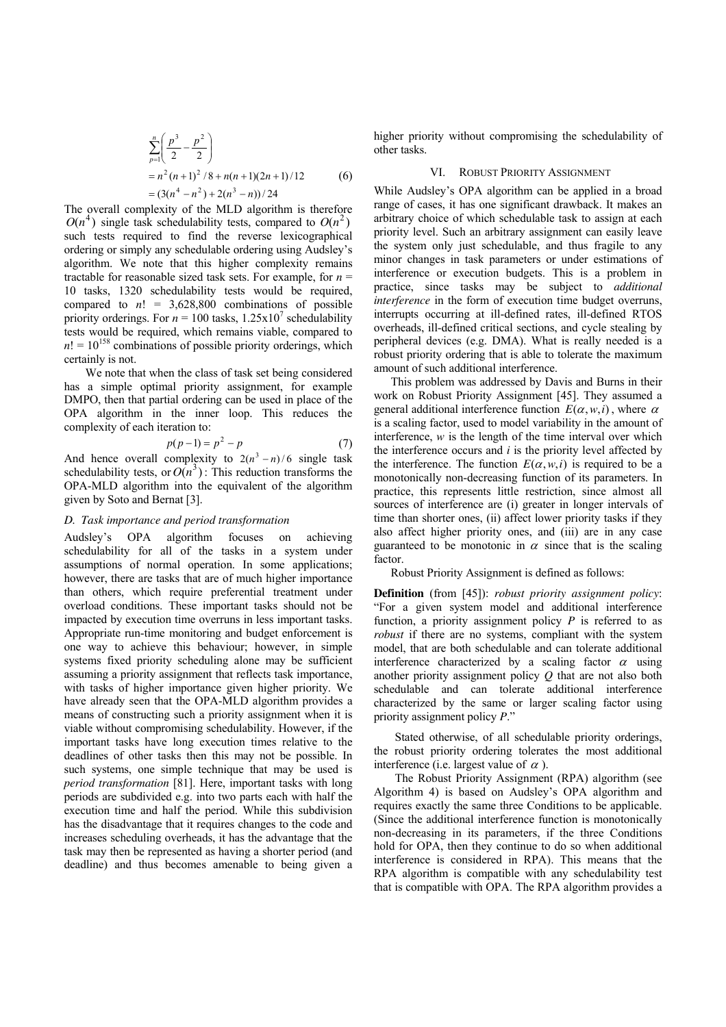$$
\begin{aligned}
&\sum_{p=1}^{n}\left(\frac{p^3}{2}-\frac{p^2}{2}\right) \\
&= n^2(n+1)^2/8 + n(n+1)(2n+1)/12 \\
&= (3(n^4-n^2)+2(n^3-n))/24
\end{aligned} \tag{6}
$$

The overall complexity of the MLD algorithm is therefore $O(n^4)$ single task schedulability tests, compared to $O(n^2)$ such tests required to find the reverse lexicographical ordering or simply any schedulable ordering using Audsley's algorithm. We note that this higher complexity remains tractable for reasonable sized task sets. For example, for $n$ = 10 tasks, 1320 schedulability tests would be required, compared to $n!$ = 3,628,800 combinations of possible priority orderings. For $n$ = 100 tasks, $1.25 \times 10^7$ schedulability tests would be required, which remains viable, compared to $n! = 10^{158}$ combinations of possible priority orderings, which certainly is not.

We note that when the class of task set being considered has a simple optimal priority assignment, for example DMPO, then that partial ordering can be used in place of the OPA algorithm in the inner loop. This reduces the complexity of each iteration to:

$$p(p-1) = p^2 - p \tag{7}$$

And hence overall complexity to $2(n^3-n)/6$ single task schedulability tests, or $O(n^3)$: This reduction transforms the OPA-MLD algorithm into the equivalent of the algorithm given by Soto and Bernat [3].

### D. Task importance and period transformation

Audsley's OPA algorithm focuses on achieving schedulability for all of the tasks in a system under assumptions of normal operation. In some applications; however, there are tasks that are of much higher importance than others, which require preferential treatment under overload conditions. These important tasks should not be impacted by execution time overruns in less important tasks. Appropriate run-time monitoring and budget enforcement is one way to achieve this behaviour; however, in simple systems fixed priority scheduling alone may be sufficient assuming a priority assignment that reflects task importance, with tasks of higher importance given higher priority. We have already seen that the OPA-MLD algorithm provides a means of constructing such a priority assignment when it is viable without compromising schedulability. However, if the important tasks have long execution times relative to the deadlines of other tasks then this may not be possible. In such systems, one simple technique that may be used is *period transformation* [81]. Here, important tasks with long periods are subdivided e.g. into two parts each with half the execution time and half the period. While this subdivision has the disadvantage that it requires changes to the code and increases scheduling overheads, it has the advantage that the task may then be represented as having a shorter period (and deadline) and thus becomes amenable to being given a higher priority without compromising the schedulability of other tasks.

## VI. Robust Priority Assignment

While Audsley's OPA algorithm can be applied in a broad range of cases, it has one significant drawback. It makes an arbitrary choice of which schedulable task to assign at each priority level. Such an arbitrary assignment can easily leave the system only just schedulable, and thus fragile to any minor changes in task parameters or under estimations of interference or execution budgets. This is a problem in practice, since tasks may be subject to *additional interference* in the form of execution time budget overruns, interrupts occurring at ill-defined rates, ill-defined RTOS overheads, ill-defined critical sections, and cycle stealing by peripheral devices (e.g. DMA). What is really needed is a robust priority ordering that is able to tolerate the maximum amount of such additional interference.

This problem was addressed by Davis and Burns in their work on Robust Priority Assignment [45]. They assumed a general additional interference function $E(\alpha, w, i)$, where $\alpha$ is a scaling factor, used to model variability in the amount of interference, $w$ is the length of the time interval over which the interference occurs and $i$ is the priority level affected by the interference. The function $E(\alpha, w, i)$ is required to be a monotonically non-decreasing function of its parameters. In practice, this represents little restriction, since almost all sources of interference are (i) greater in longer intervals of time than shorter ones, (ii) affect lower priority tasks if they also affect higher priority ones, and (iii) are in any case guaranteed to be monotonic in $\alpha$ since that is the scaling factor.

Robust Priority Assignment is defined as follows:

**Definition** (from [45]): *robust priority assignment policy*: "For a given system model and additional interference function, a priority assignment policy *P* is referred to as *robust* if there are no systems, compliant with the system model, that are both schedulable and can tolerate additional interference characterized by a scaling factor $\alpha$ using another priority assignment policy *Q* that are not also both schedulable and can tolerate additional interference characterized by the same or larger scaling factor using priority assignment policy *P*."

Stated otherwise, of all schedulable priority orderings, the robust priority ordering tolerates the most additional interference (i.e. largest value of $\alpha$).

The Robust Priority Assignment (RPA) algorithm (see Algorithm 4) is based on Audsley's OPA algorithm and requires exactly the same three Conditions to be applicable. (Since the additional interference function is monotonically non-decreasing in its parameters, if the three Conditions hold for OPA, then they continue to do so when additional interference is considered in RPA). This means that the RPA algorithm is compatible with any schedulability test that is compatible with OPA. The RPA algorithm provides a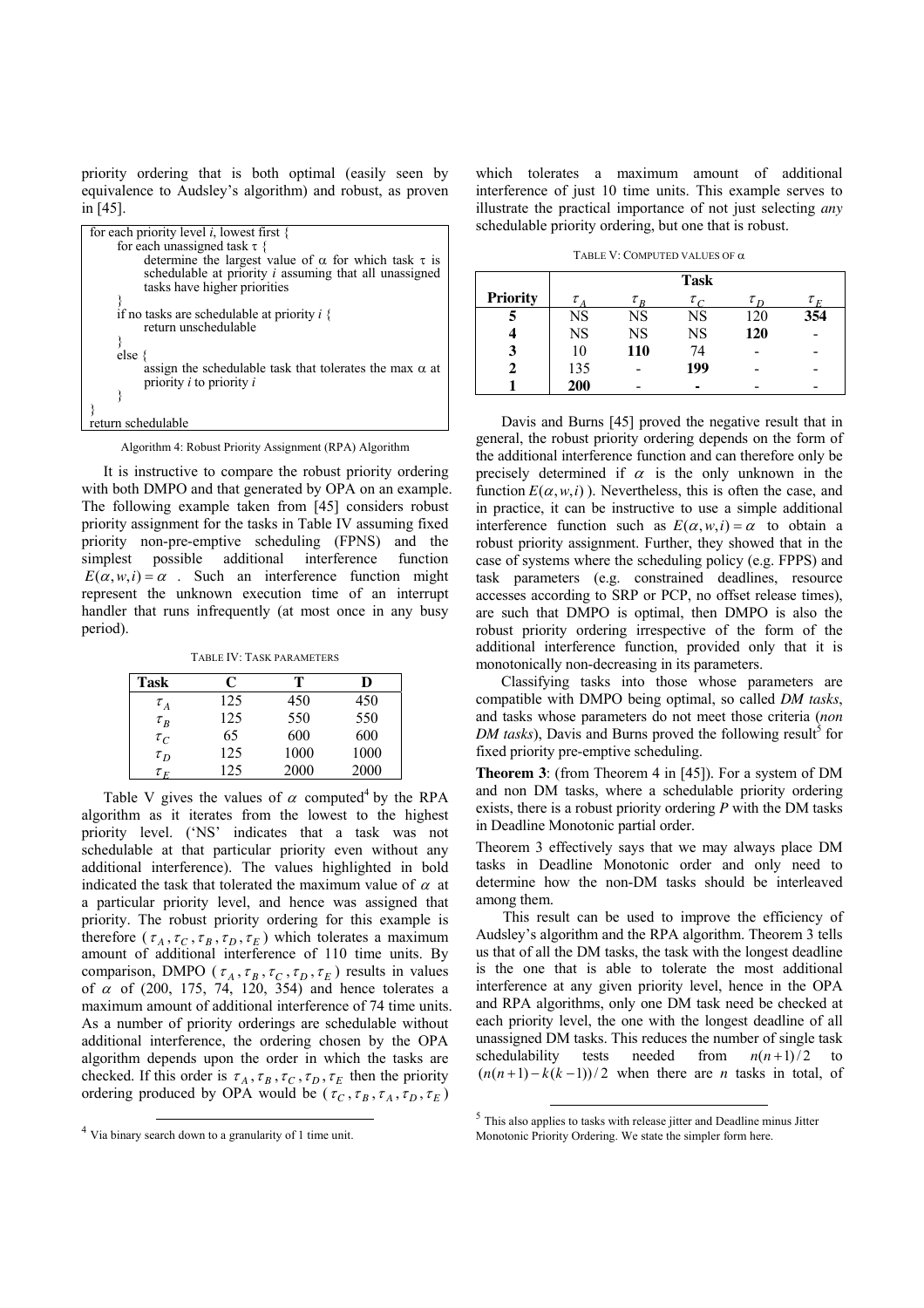priority ordering that is both optimal (easily seen by equivalence to Audsley's algorithm) and robust, as proven in [45].

```
for each priority level i, lowest first {
    for each unassigned task τ {
        determine the largest value of α for which task τ is
        schedulable at priority i assuming that all unassigned
        tasks have higher priorities
    }
    if no tasks are schedulable at priority i {
        return unschedulable
    }
    else {
        assign the schedulable task that tolerates the max α at
        priority i to priority i
    }
}
return schedulable
```

Algorithm 4: Robust Priority Assignment (RPA) Algorithm

It is instructive to compare the robust priority ordering with both DMPO and that generated by OPA on an example. The following example taken from [45] considers robust priority assignment for the tasks in Table IV assuming fixed priority non-pre-emptive scheduling (FPNS) and the simplest possible additional interference function $E(\alpha, w, i) = \alpha$ . Such an interference function might represent the unknown execution time of an interrupt handler that runs infrequently (at most once in any busy period).

TABLE IV: TASK PARAMETERS

| Task | C | T | D |
|---|---|---|---|
| $\tau_A$ | 125 | 450 | 450 |
| $\tau_B$ | 125 | 550 | 550 |
| $\tau_C$ | 65 | 600 | 600 |
| $\tau_D$ | 125 | 1000 | 1000 |
| $\tau_E$ | 125 | 2000 | 2000 |

Table V gives the values of $\alpha$ computed[4] by the RPA algorithm as it iterates from the lowest to the highest priority level. ('NS' indicates that a task was not schedulable at that particular priority even without any additional interference). The values highlighted in bold indicated the task that tolerated the maximum value of $\alpha$ at a particular priority level, and hence was assigned that priority. The robust priority ordering for this example is therefore ( $\tau_A, \tau_C, \tau_B, \tau_D, \tau_E$ ) which tolerates a maximum amount of additional interference of 110 time units. By comparison, DMPO ( $\tau_A, \tau_B, \tau_C, \tau_D, \tau_E$ ) results in values of $\alpha$ of (200, 175, 74, 120, 354) and hence tolerates a maximum amount of additional interference of 74 time units. As a number of priority orderings are schedulable without additional interference, the ordering chosen by the OPA algorithm depends upon the order in which the tasks are checked. If this order is $\tau_A, \tau_B, \tau_C, \tau_D, \tau_E$ then the priority ordering produced by OPA would be ( $\tau_C, \tau_B, \tau_A, \tau_D, \tau_E$ ) which tolerates a maximum amount of additional interference of just 10 time units. This example serves to illustrate the practical importance of not just selecting *any* schedulable priority ordering, but one that is robust.

TABLE V: COMPUTED VALUES OF $\alpha$

| | Task | | | | |
|---|---|---|---|---|---|
| **Priority** | $\tau_A$ | $\tau_B$ | $\tau_C$ | $\tau_D$ | $\tau_E$ |
| **5** | NS | NS | NS | 120 | **354** |
| **4** | NS | NS | NS | **120** | - |
| **3** | 10 | **110** | 74 | - | - |
| **2** | 135 | - | **199** | - | - |
| **1** | **200** | - | - | - | - |

Davis and Burns [45] proved the negative result that in general, the robust priority ordering depends on the form of the additional interference function and can therefore only be precisely determined if $\alpha$ is the only unknown in the function $E(\alpha, w, i)$ ). Nevertheless, this is often the case, and in practice, it can be instructive to use a simple additional interference function such as $E(\alpha, w, i) = \alpha$ to obtain a robust priority assignment. Further, they showed that in the case of systems where the scheduling policy (e.g. FPPS) and task parameters (e.g. constrained deadlines, resource accesses according to SRP or PCP, no offset release times), are such that DMPO is optimal, then DMPO is also the robust priority ordering irrespective of the form of the additional interference function, provided only that it is monotonically non-decreasing in its parameters.

Classifying tasks into those whose parameters are compatible with DMPO being optimal, so called *DM tasks*, and tasks whose parameters do not meet those criteria (*non DM tasks*), Davis and Burns proved the following result[5] for fixed priority pre-emptive scheduling.

**Theorem 3**: (from Theorem 4 in [45]). For a system of DM and non DM tasks, where a schedulable priority ordering exists, there is a robust priority ordering *P* with the DM tasks in Deadline Monotonic partial order.

Theorem 3 effectively says that we may always place DM tasks in Deadline Monotonic order and only need to determine how the non-DM tasks should be interleaved among them.

This result can be used to improve the efficiency of Audsley's algorithm and the RPA algorithm. Theorem 3 tells us that of all the DM tasks, the task with the longest deadline is the one that is able to tolerate the most additional interference at any given priority level, hence in the OPA and RPA algorithms, only one DM task need be checked at each priority level, the one with the longest deadline of all unassigned DM tasks. This reduces the number of single task schedulability tests needed from $n(n+1)/2$ to $(n(n+1) - k(k-1))/2$ when there are $n$ tasks in total, of

[4] Via binary search down to a granularity of 1 time unit.

[5] This also applies to tasks with release jitter and Deadline minus Jitter Monotonic Priority Ordering. We state the simpler form here.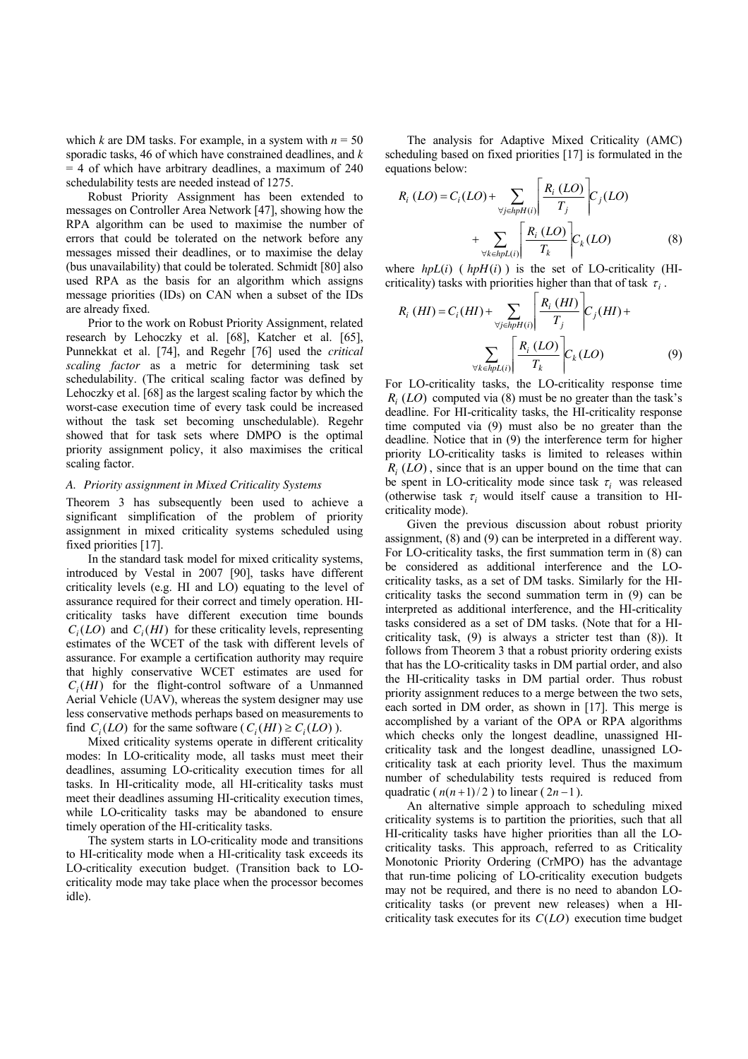which $k$ are DM tasks. For example, in a system with $n$ = 50 sporadic tasks, 46 of which have constrained deadlines, and $k$ = 4 of which have arbitrary deadlines, a maximum of 240 schedulability tests are needed instead of 1275.

Robust Priority Assignment has been extended to messages on Controller Area Network [47], showing how the RPA algorithm can be used to maximise the number of errors that could be tolerated on the network before any messages missed their deadlines, or to maximise the delay (bus unavailability) that could be tolerated. Schmidt [80] also used RPA as the basis for an algorithm which assigns message priorities (IDs) on CAN when a subset of the IDs are already fixed.

Prior to the work on Robust Priority Assignment, related research by Lehoczky et al. [68], Katcher et al. [65], Punnekkat et al. [74], and Regehr [76] used the *critical scaling factor* as a metric for determining task set schedulability. (The critical scaling factor was defined by Lehoczky et al. [68] as the largest scaling factor by which the worst-case execution time of every task could be increased without the task set becoming unschedulable). Regehr showed that for task sets where DMPO is the optimal priority assignment policy, it also maximises the critical scaling factor.

### A. Priority assignment in Mixed Criticality Systems

Theorem 3 has subsequently been used to achieve a significant simplification of the problem of priority assignment in mixed criticality systems scheduled using fixed priorities [17].

In the standard task model for mixed criticality systems, introduced by Vestal in 2007 [90], tasks have different criticality levels (e.g. HI and LO) equating to the level of assurance required for their correct and timely operation. HI-criticality tasks have different execution time bounds $C_i(LO)$ and $C_i(HI)$ for these criticality levels, representing estimates of the WCET of the task with different levels of assurance. For example a certification authority may require that highly conservative WCET estimates are used for $C_i(HI)$ for the flight-control software of a Unmanned Aerial Vehicle (UAV), whereas the system designer may use less conservative methods perhaps based on measurements to find $C_i(LO)$ for the same software ($C_i(HI) \geq C_i(LO)$).

Mixed criticality systems operate in different criticality modes: In LO-criticality mode, all tasks must meet their deadlines, assuming LO-criticality execution times for all tasks. In HI-criticality mode, all HI-criticality tasks must meet their deadlines assuming HI-criticality execution times, while LO-criticality tasks may be abandoned to ensure timely operation of the HI-criticality tasks.

The system starts in LO-criticality mode and transitions to HI-criticality mode when a HI-criticality task exceeds its LO-criticality execution budget. (Transition back to LO-criticality mode may take place when the processor becomes idle).

The analysis for Adaptive Mixed Criticality (AMC) scheduling based on fixed priorities [17] is formulated in the equations below:

$$R_i(LO) = C_i(LO) + \sum_{\forall j \in hpH(i)} \left\lceil \frac{R_i(LO)}{T_j} \right\rceil C_j(LO) + \sum_{\forall k \in hpL(i)} \left\lceil \frac{R_i(LO)}{T_k} \right\rceil C_k(LO) \quad (8)$$

where $hpL(i)$ ( $hpH(i)$ ) is the set of LO-criticality (HI-criticality) tasks with priorities higher than that of task $\tau_i$.

$$R_i(HI) = C_i(HI) + \sum_{\forall j \in hpH(i)} \left\lceil \frac{R_i(HI)}{T_j} \right\rceil C_j(HI) + \sum_{\forall k \in hpL(i)} \left\lceil \frac{R_i(LO)}{T_k} \right\rceil C_k(LO) \quad (9)$$

For LO-criticality tasks, the LO-criticality response time $R_i(LO)$ computed via (8) must be no greater than the task's deadline. For HI-criticality tasks, the HI-criticality response time computed via (9) must also be no greater than the deadline. Notice that in (9) the interference term for higher priority LO-criticality tasks is limited to releases within $R_i(LO)$, since that is an upper bound on the time that can be spent in LO-criticality mode since task $\tau_i$ was released (otherwise task $\tau_i$ would itself cause a transition to HI-criticality mode).

Given the previous discussion about robust priority assignment, (8) and (9) can be interpreted in a different way. For LO-criticality tasks, the first summation term in (8) can be considered as additional interference and the LO-criticality tasks, as a set of DM tasks. Similarly for the HI-criticality tasks the second summation term in (9) can be interpreted as additional interference, and the HI-criticality tasks considered as a set of DM tasks. (Note that for a HI-criticality task, (9) is always a stricter test than (8)). It follows from Theorem 3 that a robust priority ordering exists that has the LO-criticality tasks in DM partial order, and also the HI-criticality tasks in DM partial order. Thus robust priority assignment reduces to a merge between the two sets, each sorted in DM order, as shown in [17]. This merge is accomplished by a variant of the OPA or RPA algorithms which checks only the longest deadline, unassigned HI-criticality task and the longest deadline, unassigned LO-criticality task at each priority level. Thus the maximum number of schedulability tests required is reduced from quadratic ($n(n+1)/2$) to linear ($2n-1$).

An alternative simple approach to scheduling mixed criticality systems is to partition the priorities, such that all HI-criticality tasks have higher priorities than all the LO-criticality tasks. This approach, referred to as Criticality Monotonic Priority Ordering (CrMPO) has the advantage that run-time policing of LO-criticality execution budgets may not be required, and there is no need to abandon LO-criticality tasks (or prevent new releases) when a HI-criticality task executes for its $C(LO)$ execution time budget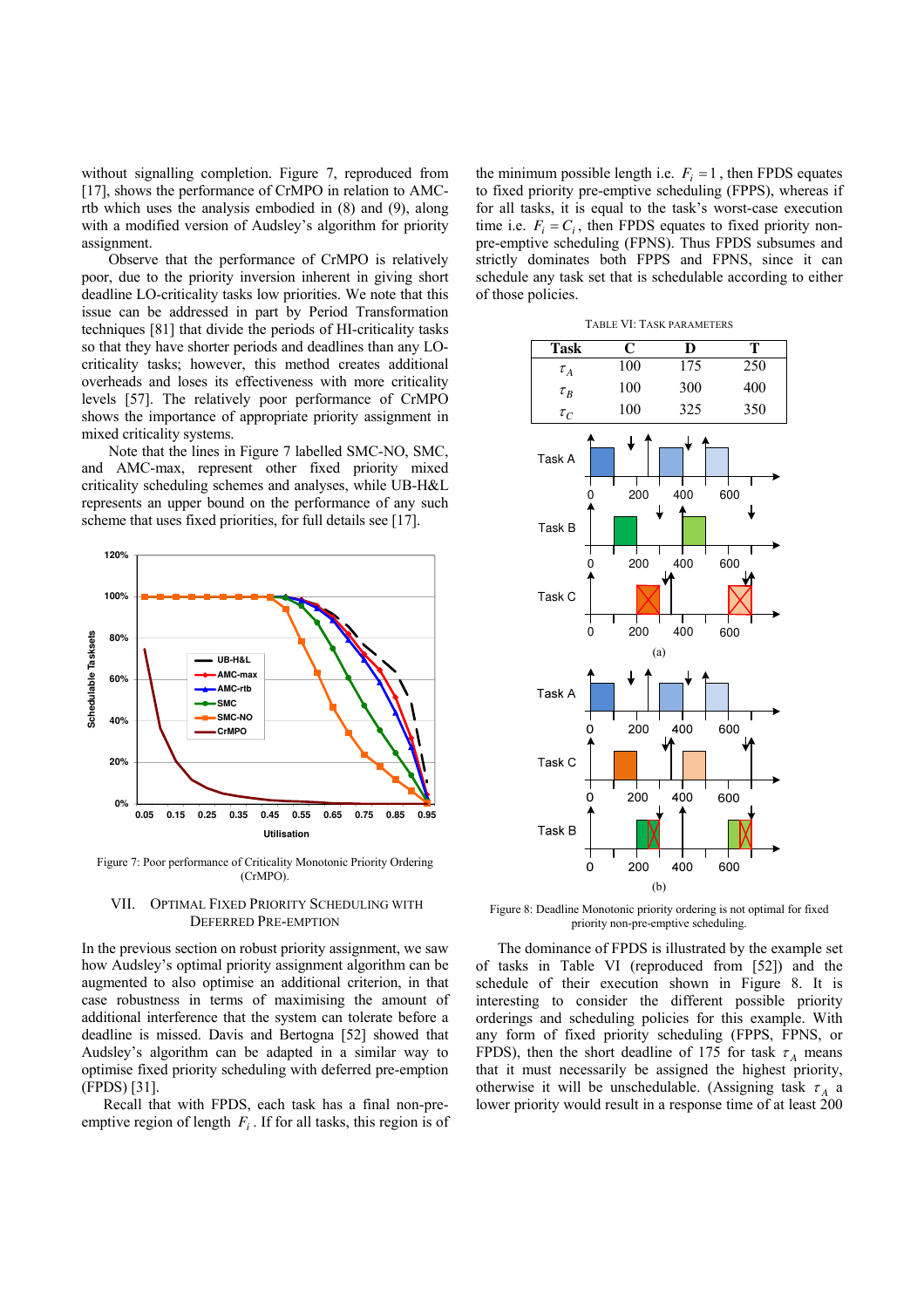without signalling completion. Figure 7, reproduced from [17], shows the performance of CrMPO in relation to AMC-rtb which uses the analysis embodied in (8) and (9), along with a modified version of Audsley's algorithm for priority assignment.

Observe that the performance of CrMPO is relatively poor, due to the priority inversion inherent in giving short deadline LO-criticality tasks low priorities. We note that this issue can be addressed in part by Period Transformation techniques [81] that divide the periods of HI-criticality tasks so that they have shorter periods and deadlines than any LO-criticality tasks; however, this method creates additional overheads and loses its effectiveness with more criticality levels [57]. The relatively poor performance of CrMPO shows the importance of appropriate priority assignment in mixed criticality systems.

Note that the lines in Figure 7 labelled SMC-NO, SMC, and AMC-max, represent other fixed priority mixed criticality scheduling schemes and analyses, while UB-H&L represents an upper bound on the performance of any such scheme that uses fixed priorities, for full details see [17].

Figure 7: Poor performance of Criticality Monotonic Priority Ordering (CrMPO).

## VII. Optimal Fixed Priority Scheduling with Deferred Pre-emption

In the previous section on robust priority assignment, we saw how Audsley's optimal priority assignment algorithm can be augmented to also optimise an additional criterion, in that case robustness in terms of maximising the amount of additional interference that the system can tolerate before a deadline is missed. Davis and Bertogna [52] showed that Audsley's algorithm can be adapted in a similar way to optimise fixed priority scheduling with deferred pre-emption (FPDS) [31].

Recall that with FPDS, each task has a final non-pre-emptive region of length $F_i$. If for all tasks, this region is of the minimum possible length i.e. $F_i = 1$, then FPDS equates to fixed priority pre-emptive scheduling (FPPS), whereas if for all tasks, it is equal to the task's worst-case execution time i.e. $F_i = C_i$, then FPDS equates to fixed priority non-pre-emptive scheduling (FPNS). Thus FPDS subsumes and strictly dominates both FPPS and FPNS, since it can schedule any task set that is schedulable according to either of those policies.

TABLE VI: TASK PARAMETERS

| Task | C | D | T |
|---|---|---|---|
| $\tau_A$ | 100 | 175 | 250 |
| $\tau_B$ | 100 | 300 | 400 |
| $\tau_C$ | 100 | 325 | 350 |

Figure 8: Deadline Monotonic priority ordering is not optimal for fixed priority non-pre-emptive scheduling.

The dominance of FPDS is illustrated by the example set of tasks in Table VI (reproduced from [52]) and the schedule of their execution shown in Figure 8. It is interesting to consider the different possible priority orderings and scheduling policies for this example. With any form of fixed priority scheduling (FPPS, FPNS, or FPDS), then the short deadline of 175 for task $\tau_A$ means that it must necessarily be assigned the highest priority, otherwise it will be unschedulable. (Assigning task $\tau_A$ a lower priority would result in a response time of at least 200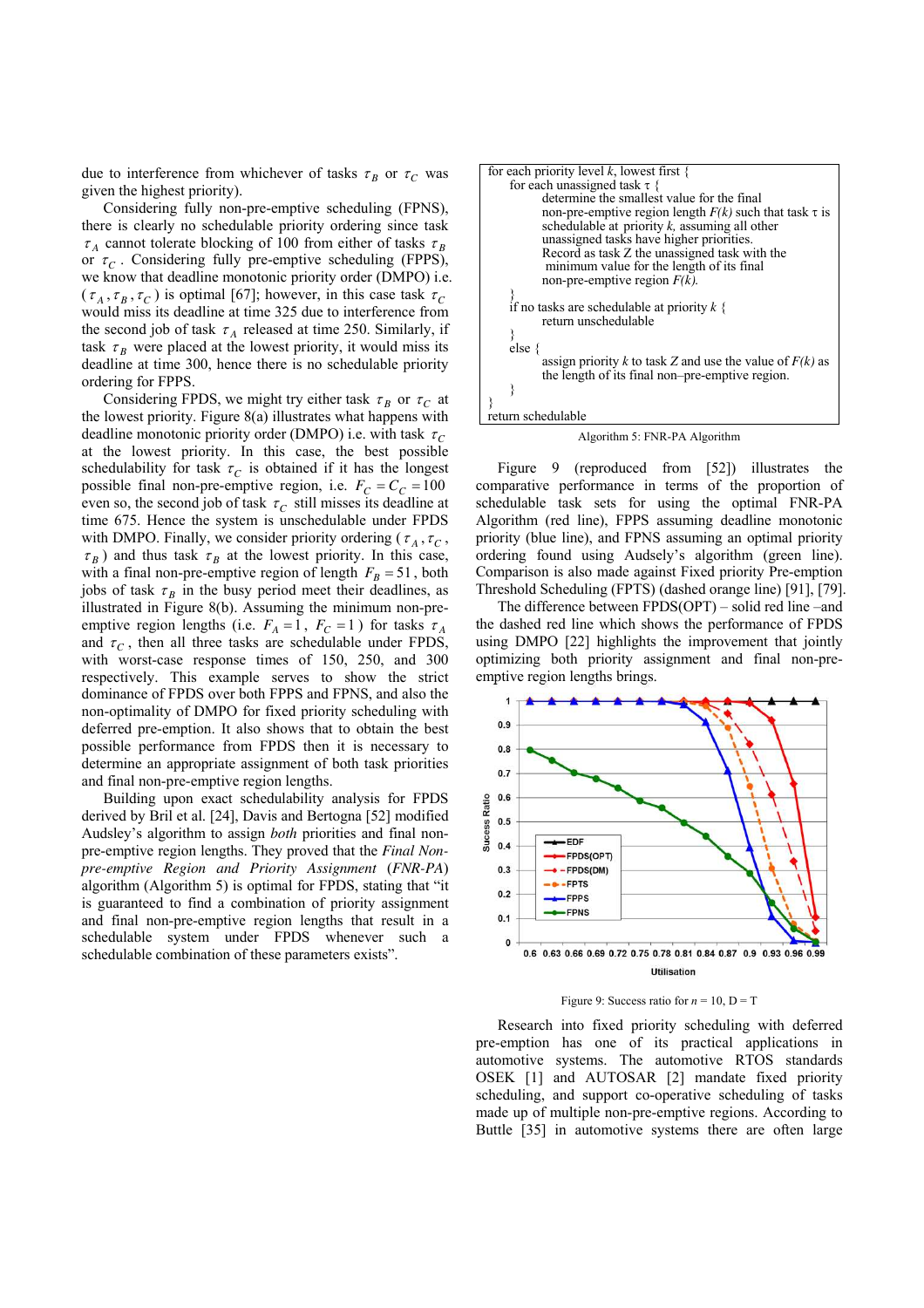due to interference from whichever of tasks $\tau_B$ or $\tau_C$ was given the highest priority).

Considering fully non-pre-emptive scheduling (FPNS), there is clearly no schedulable priority ordering since task $\tau_A$ cannot tolerate blocking of 100 from either of tasks $\tau_B$ or $\tau_C$. Considering fully pre-emptive scheduling (FPPS), we know that deadline monotonic priority order (DMPO) i.e. ($\tau_A, \tau_B, \tau_C$) is optimal [67]; however, in this case task $\tau_C$ would miss its deadline at time 325 due to interference from the second job of task $\tau_A$ released at time 250. Similarly, if task $\tau_B$ were placed at the lowest priority, it would miss its deadline at time 300, hence there is no schedulable priority ordering for FPPS.

Considering FPDS, we might try either task $\tau_B$ or $\tau_C$ at the lowest priority. Figure 8(a) illustrates what happens with deadline monotonic priority order (DMPO) i.e. with task $\tau_C$ at the lowest priority. In this case, the best possible schedulability for task $\tau_C$ is obtained if it has the longest possible final non-pre-emptive region, i.e. $F_C = C_C = 100$ even so, the second job of task $\tau_C$ still misses its deadline at time 675. Hence the system is unschedulable under FPDS with DMPO. Finally, we consider priority ordering ($\tau_A, \tau_C, \tau_B$) and thus task $\tau_B$ at the lowest priority. In this case, with a final non-pre-emptive region of length $F_B = 51$, both jobs of task $\tau_B$ in the busy period meet their deadlines, as illustrated in Figure 8(b). Assuming the minimum non-pre-emptive region lengths (i.e. $F_A = 1$, $F_C = 1$) for tasks $\tau_A$ and $\tau_C$, then all three tasks are schedulable under FPDS, with worst-case response times of 150, 250, and 300 respectively. This example serves to show the strict dominance of FPDS over both FPPS and FPNS, and also the non-optimality of DMPO for fixed priority scheduling with deferred pre-emption. It also shows that to obtain the best possible performance from FPDS then it is necessary to determine an appropriate assignment of both task priorities and final non-pre-emptive region lengths.

Building upon exact schedulability analysis for FPDS derived by Bril et al. [24], Davis and Bertogna [52] modified Audsley's algorithm to assign *both* priorities and final non-pre-emptive region lengths. They proved that the *Final Non-pre-emptive Region and Priority Assignment* (*FNR-PA*) algorithm (Algorithm 5) is optimal for FPDS, stating that "it is guaranteed to find a combination of priority assignment and final non-pre-emptive region lengths that result in a schedulable system under FPDS whenever such a schedulable combination of these parameters exists".

```
for each priority level k, lowest first {
    for each unassigned task τ {
        determine the smallest value for the final
        non-pre-emptive region length F(k) such that task τ is
        schedulable at priority k, assuming all other
        unassigned tasks have higher priorities.
        Record as task Z the unassigned task with the
        minimum value for the length of its final
        non-pre-emptive region F(k).
    }
    if no tasks are schedulable at priority k {
        return unschedulable
    }
    else {
        assign priority k to task Z and use the value of F(k) as
        the length of its final non–pre-emptive region.
    }
}
return schedulable
```

Algorithm 5: FNR-PA Algorithm

Figure 9 (reproduced from [52]) illustrates the comparative performance in terms of the proportion of schedulable task sets for using the optimal FNR-PA Algorithm (red line), FPPS assuming deadline monotonic priority (blue line), and FPNS assuming an optimal priority ordering found using Audsely's algorithm (green line). Comparison is also made against Fixed priority Pre-emption Threshold Scheduling (FPTS) (dashed orange line) [91], [79].

The difference between FPDS(OPT) – solid red line –and the dashed red line which shows the performance of FPDS using DMPO [22] highlights the improvement that jointly optimizing both priority assignment and final non-pre-emptive region lengths brings.

Figure 9: Success ratio for $n = 10$, D = T

Research into fixed priority scheduling with deferred pre-emption has one of its practical applications in automotive systems. The automotive RTOS standards OSEK [1] and AUTOSAR [2] mandate fixed priority scheduling, and support co-operative scheduling of tasks made up of multiple non-pre-emptive regions. According to Buttle [35] in automotive systems there are often large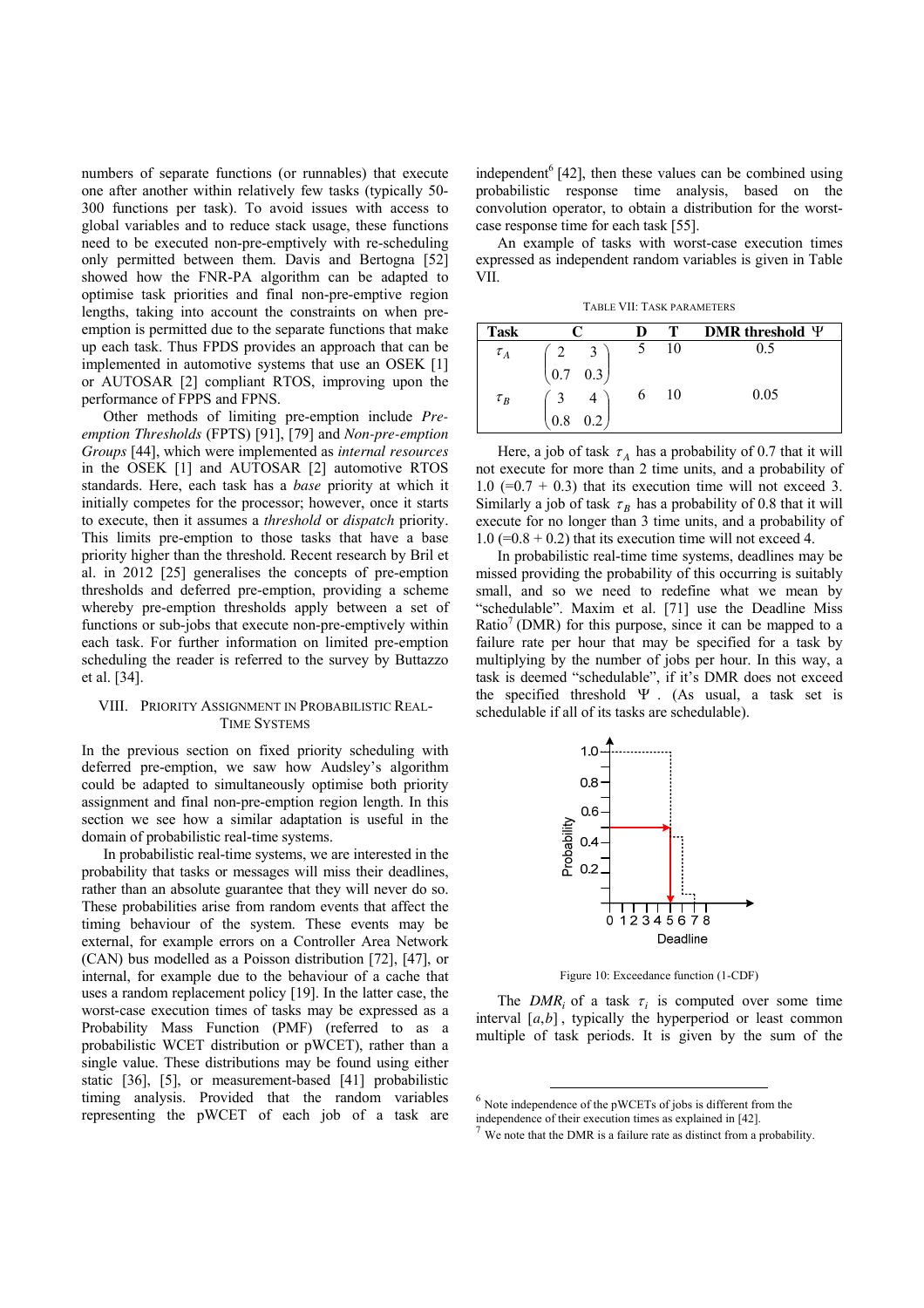numbers of separate functions (or runnables) that execute one after another within relatively few tasks (typically 50-300 functions per task). To avoid issues with access to global variables and to reduce stack usage, these functions need to be executed non-pre-emptively with re-scheduling only permitted between them. Davis and Bertogna [52] showed how the FNR-PA algorithm can be adapted to optimise task priorities and final non-pre-emptive region lengths, taking into account the constraints on when pre-emption is permitted due to the separate functions that make up each task. Thus FPDS provides an approach that can be implemented in automotive systems that use an OSEK [1] or AUTOSAR [2] compliant RTOS, improving upon the performance of FPPS and FPNS.

Other methods of limiting pre-emption include *Pre-emption Thresholds* (FPTS) [91], [79] and *Non-pre-emption Groups* [44], which were implemented as *internal resources* in the OSEK [1] and AUTOSAR [2] automotive RTOS standards. Here, each task has a *base* priority at which it initially competes for the processor; however, once it starts to execute, then it assumes a *threshold* or *dispatch* priority. This limits pre-emption to those tasks that have a base priority higher than the threshold. Recent research by Bril et al. in 2012 [25] generalises the concepts of pre-emption thresholds and deferred pre-emption, providing a scheme whereby pre-emption thresholds apply between a set of functions or sub-jobs that execute non-pre-emptively within each task. For further information on limited pre-emption scheduling the reader is referred to the survey by Buttazzo et al. [34].

## VIII. Priority Assignment in Probabilistic Real-Time Systems

In the previous section on fixed priority scheduling with deferred pre-emption, we saw how Audsley's algorithm could be adapted to simultaneously optimise both priority assignment and final non-pre-emption region length. In this section we see how a similar adaptation is useful in the domain of probabilistic real-time systems.

In probabilistic real-time systems, we are interested in the probability that tasks or messages will miss their deadlines, rather than an absolute guarantee that they will never do so. These probabilities arise from random events that affect the timing behaviour of the system. These events may be external, for example errors on a Controller Area Network (CAN) bus modelled as a Poisson distribution [72], [47], or internal, for example due to the behaviour of a cache that uses a random replacement policy [19]. In the latter case, the worst-case execution times of tasks may be expressed as a Probability Mass Function (PMF) (referred to as a probabilistic WCET distribution or pWCET), rather than a single value. These distributions may be found using either static [36], [5], or measurement-based [41] probabilistic timing analysis. Provided that the random variables representing the pWCET of each job of a task are independent[6] [42], then these values can be combined using probabilistic response time analysis, based on the convolution operator, to obtain a distribution for the worst-case response time for each task [55].

An example of tasks with worst-case execution times expressed as independent random variables is given in Table VII.

TABLE VII: Task Parameters

| Task | C | D | T | DMR threshold $\Psi$ |
|---|---|---|---|---|
| $\tau_A$ | $\begin{pmatrix} 2 & 3 \\ 0.7 & 0.3 \end{pmatrix}$ | 5 | 10 | 0.5 |
| $\tau_B$ | $\begin{pmatrix} 3 & 4 \\ 0.8 & 0.2 \end{pmatrix}$ | 6 | 10 | 0.05 |

Here, a job of task $\tau_A$ has a probability of 0.7 that it will not execute for more than 2 time units, and a probability of 1.0 (=0.7 + 0.3) that its execution time will not exceed 3. Similarly a job of task $\tau_B$ has a probability of 0.8 that it will execute for no longer than 3 time units, and a probability of 1.0 (=0.8 + 0.2) that its execution time will not exceed 4.

In probabilistic real-time time systems, deadlines may be missed providing the probability of this occurring is suitably small, and so we need to redefine what we mean by "schedulable". Maxim et al. [71] use the Deadline Miss Ratio[7] (DMR) for this purpose, since it can be mapped to a failure rate per hour that may be specified for a task by multiplying by the number of jobs per hour. In this way, a task is deemed "schedulable", if it's DMR does not exceed the specified threshold $\Psi$. (As usual, a task set is schedulable if all of its tasks are schedulable).

Figure 10: Exceedance function (1-CDF)

The $DMR_i$ of a task $\tau_i$ is computed over some time interval $[a,b]$, typically the hyperperiod or least common multiple of task periods. It is given by the sum of the

[6] Note independence of the pWCETs of jobs is different from the independence of their execution times as explained in [42].

[7] We note that the DMR is a failure rate as distinct from a probability.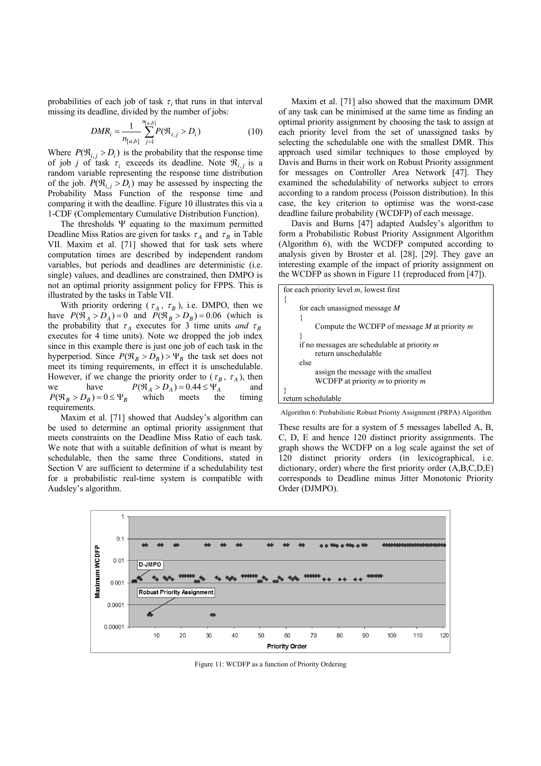probabilities of each job of task $\tau_i$ that runs in that interval missing its deadline, divided by the number of jobs:

$$DMR_i = \frac{1}{n_{[a,b]}} \sum_{j=1}^{n_{[a,b]}} P(\Re_{i,j} > D_i) \tag{10}$$

Where $P(\Re_{i,j} > D_i)$ is the probability that the response time of job $j$ of task $\tau_i$ exceeds its deadline. Note $\Re_{i,j}$ is a random variable representing the response time distribution of the job. $P(\Re_{i,j} > D_i)$ may be assessed by inspecting the Probability Mass Function of the response time and comparing it with the deadline. Figure 10 illustrates this via a 1-CDF (Complementary Cumulative Distribution Function).

The thresholds $\Psi$ equating to the maximum permitted Deadline Miss Ratios are given for tasks $\tau_A$ and $\tau_B$ in Table VII. Maxim et al. [71] showed that for task sets where computation times are described by independent random variables, but periods and deadlines are deterministic (i.e. single) values, and deadlines are constrained, then DMPO is not an optimal priority assignment policy for FPPS. This is illustrated by the tasks in Table VII.

With priority ordering ($\tau_A$, $\tau_B$), i.e. DMPO, then we have $P(\Re_A > D_A) = 0$ and $P(\Re_B > D_B) = 0.06$ (which is the probability that $\tau_A$ executes for 3 time units *and* $\tau_B$ executes for 4 time units). Note we dropped the job index since in this example there is just one job of each task in the hyperperiod. Since $P(\Re_B > D_B) > \Psi_B$ the task set does not meet its timing requirements, in effect it is unschedulable. However, if we change the priority order to ($\tau_B$, $\tau_A$), then we have $P(\Re_A > D_A) = 0.44 \le \Psi_A$ and $P(\Re_B > D_B) = 0 \le \Psi_B$ which meets the timing requirements.

Maxim et al. [71] showed that Audsley's algorithm can be used to determine an optimal priority assignment that meets constraints on the Deadline Miss Ratio of each task. We note that with a suitable definition of what is meant by schedulable, then the same three Conditions, stated in Section V are sufficient to determine if a schedulability test for a probabilistic real-time system is compatible with Audsley's algorithm.

Maxim et al. [71] also showed that the maximum DMR of any task can be minimised at the same time as finding an optimal priority assignment by choosing the task to assign at each priority level from the set of unassigned tasks by selecting the schedulable one with the smallest DMR. This approach used similar techniques to those employed by Davis and Burns in their work on Robust Priority assignment for messages on Controller Area Network [47]. They examined the schedulability of networks subject to errors according to a random process (Poisson distribution). In this case, the key criterion to optimise was the worst-case deadline failure probability (WCDFP) of each message.

Davis and Burns [47] adapted Audsley's algorithm to form a Probabilistic Robust Priority Assignment Algorithm (Algorithm 6), with the WCDFP computed according to analysis given by Broster et al. [28], [29]. They gave an interesting example of the impact of priority assignment on the WCDFP as shown in Figure 11 (reproduced from [47]).

```
for each priority level m, lowest first
{
    for each unassigned message M
    {
        Compute the WCDFP of message M at priority m
    }
    if no messages are schedulable at priority m
        return unschedulable
    else
        assign the message with the smallest
        WCDFP at priority m to priority m
}
return schedulable
```

Algorithm 6: Probabilistic Robust Priority Assignment (PRPA) Algorithm

These results are for a system of 5 messages labelled A, B, C, D, E and hence 120 distinct priority assignments. The graph shows the WCDFP on a log scale against the set of 120 distinct priority orders (in lexicographical, i.e. dictionary, order) where the first priority order (A,B,C,D,E) corresponds to Deadline minus Jitter Monotonic Priority Order (DJMPO).

Figure 11: WCDFP as a function of Priority Ordering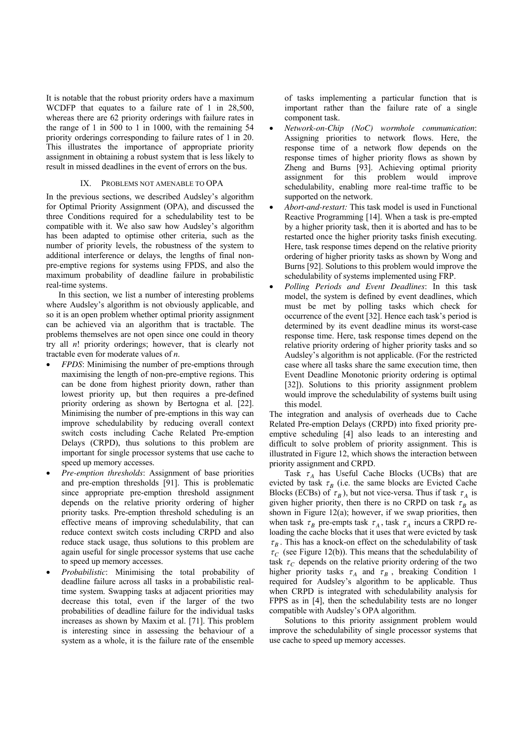It is notable that the robust priority orders have a maximum WCDFP that equates to a failure rate of 1 in 28,500, whereas there are 62 priority orderings with failure rates in the range of 1 in 500 to 1 in 1000, with the remaining 54 priority orderings corresponding to failure rates of 1 in 20. This illustrates the importance of appropriate priority assignment in obtaining a robust system that is less likely to result in missed deadlines in the event of errors on the bus.

## IX. PROBLEMS NOT AMENABLE TO OPA

In the previous sections, we described Audsley's algorithm for Optimal Priority Assignment (OPA), and discussed the three Conditions required for a schedulability test to be compatible with it. We also saw how Audsley's algorithm has been adapted to optimise other criteria, such as the number of priority levels, the robustness of the system to additional interference or delays, the lengths of final non-pre-emptive regions for systems using FPDS, and also the maximum probability of deadline failure in probabilistic real-time systems.

In this section, we list a number of interesting problems where Audsley's algorithm is not obviously applicable, and so it is an open problem whether optimal priority assignment can be achieved via an algorithm that is tractable. The problems themselves are not open since one could in theory try all *n*! priority orderings; however, that is clearly not tractable even for moderate values of *n*.

- *FPDS*: Minimising the number of pre-emptions through maximising the length of non-pre-emptive regions. This can be done from highest priority down, rather than lowest priority up, but then requires a pre-defined priority ordering as shown by Bertogna et al. [22]. Minimising the number of pre-emptions in this way can improve schedulability by reducing overall context switch costs including Cache Related Pre-emption Delays (CRPD), thus solutions to this problem are important for single processor systems that use cache to speed up memory accesses.
- *Pre-emption thresholds*: Assignment of base priorities and pre-emption thresholds [91]. This is problematic since appropriate pre-emption threshold assignment depends on the relative priority ordering of higher priority tasks. Pre-emption threshold scheduling is an effective means of improving schedulability, that can reduce context switch costs including CRPD and also reduce stack usage, thus solutions to this problem are again useful for single processor systems that use cache to speed up memory accesses.
- *Probabilistic*: Minimising the total probability of deadline failure across all tasks in a probabilistic real-time system. Swapping tasks at adjacent priorities may decrease this total, even if the larger of the two probabilities of deadline failure for the individual tasks increases as shown by Maxim et al. [71]. This problem is interesting since in assessing the behaviour of a system as a whole, it is the failure rate of the ensemble of tasks implementing a particular function that is important rather than the failure rate of a single component task.
- *Network-on-Chip (NoC) wormhole communication*: Assigning priorities to network flows. Here, the response time of a network flow depends on the response times of higher priority flows as shown by Zheng and Burns [93]. Achieving optimal priority assignment for this problem would improve schedulability, enabling more real-time traffic to be supported on the network.
- *Abort-and-restart:* This task model is used in Functional Reactive Programming [14]. When a task is pre-empted by a higher priority task, then it is aborted and has to be restarted once the higher priority tasks finish executing. Here, task response times depend on the relative priority ordering of higher priority tasks as shown by Wong and Burns [92]. Solutions to this problem would improve the schedulability of systems implemented using FRP.
- *Polling Periods and Event Deadlines*: In this task model, the system is defined by event deadlines, which must be met by polling tasks which check for occurrence of the event [32]. Hence each task's period is determined by its event deadline minus its worst-case response time. Here, task response times depend on the relative priority ordering of higher priority tasks and so Audsley's algorithm is not applicable. (For the restricted case where all tasks share the same execution time, then Event Deadline Monotonic priority ordering is optimal [32]). Solutions to this priority assignment problem would improve the schedulability of systems built using this model.

The integration and analysis of overheads due to Cache Related Pre-emption Delays (CRPD) into fixed priority pre-emptive scheduling [4] also leads to an interesting and difficult to solve problem of priority assignment. This is illustrated in Figure 12, which shows the interaction between priority assignment and CRPD.

Task $\tau_A$ has Useful Cache Blocks (UCBs) that are evicted by task $\tau_B$ (i.e. the same blocks are Evicted Cache Blocks (ECBs) of $\tau_B$), but not vice-versa. Thus if task $\tau_A$ is given higher priority, then there is no CRPD on task $\tau_B$ as shown in Figure 12(a); however, if we swap priorities, then when task $\tau_B$ pre-empts task $\tau_A$, task $\tau_A$ incurs a CRPD re-loading the cache blocks that it uses that were evicted by task $\tau_B$. This has a knock-on effect on the schedulability of task $\tau_C$ (see Figure 12(b)). This means that the schedulability of task $\tau_C$ depends on the relative priority ordering of the two higher priority tasks $\tau_A$ and $\tau_B$, breaking Condition 1 required for Audsley's algorithm to be applicable. Thus when CRPD is integrated with schedulability analysis for FPPS as in [4], then the schedulability tests are no longer compatible with Audsley's OPA algorithm.

Solutions to this priority assignment problem would improve the schedulability of single processor systems that use cache to speed up memory accesses.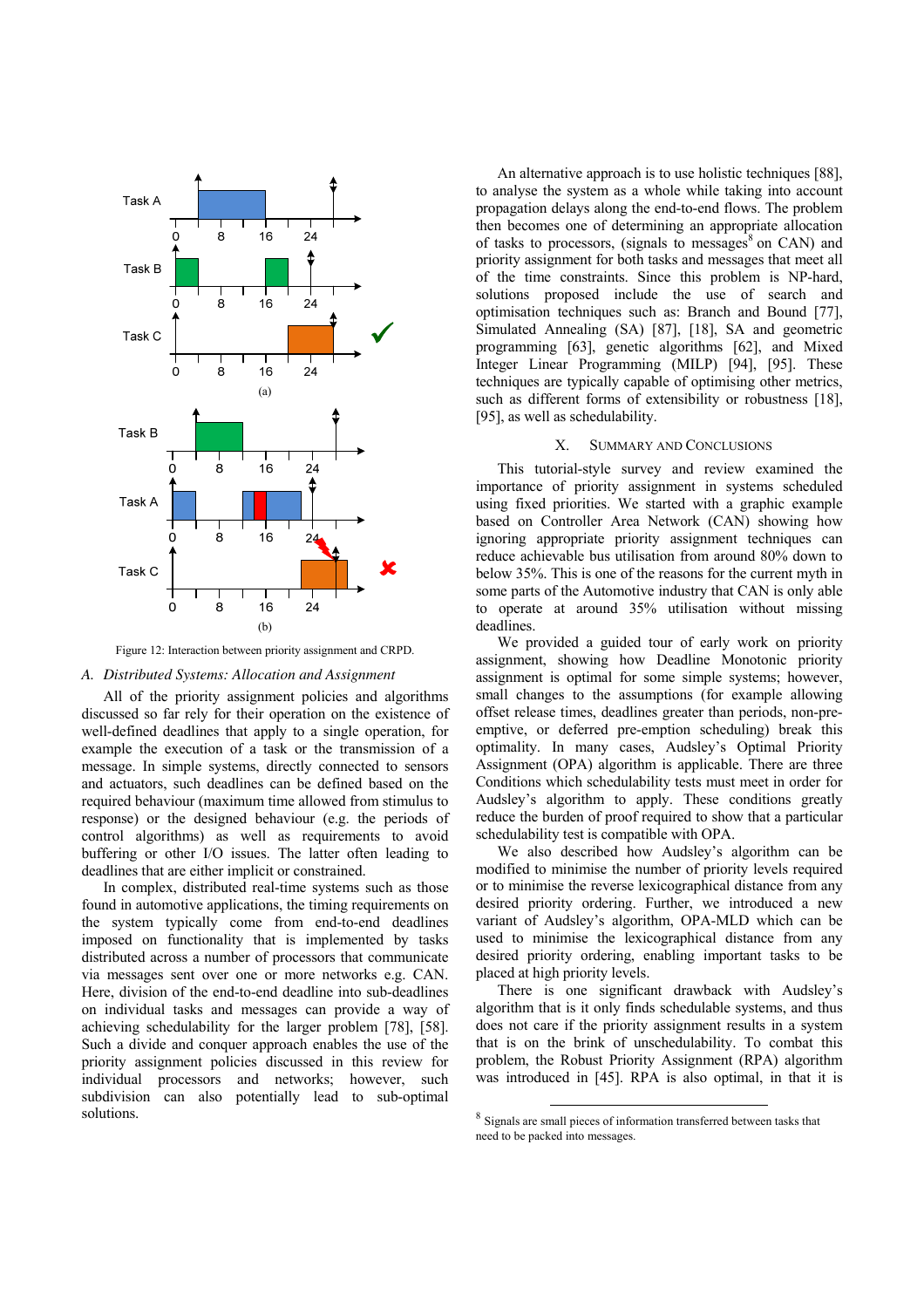Figure 12: Interaction between priority assignment and CRPD.

### A. Distributed Systems: Allocation and Assignment

All of the priority assignment policies and algorithms discussed so far rely for their operation on the existence of well-defined deadlines that apply to a single operation, for example the execution of a task or the transmission of a message. In simple systems, directly connected to sensors and actuators, such deadlines can be defined based on the required behaviour (maximum time allowed from stimulus to response) or the designed behaviour (e.g. the periods of control algorithms) as well as requirements to avoid buffering or other I/O issues. The latter often leading to deadlines that are either implicit or constrained.

In complex, distributed real-time systems such as those found in automotive applications, the timing requirements on the system typically come from end-to-end deadlines imposed on functionality that is implemented by tasks distributed across a number of processors that communicate via messages sent over one or more networks e.g. CAN. Here, division of the end-to-end deadline into sub-deadlines on individual tasks and messages can provide a way of achieving schedulability for the larger problem [78], [58]. Such a divide and conquer approach enables the use of the priority assignment policies discussed in this review for individual processors and networks; however, such subdivision can also potentially lead to sub-optimal solutions.

An alternative approach is to use holistic techniques [88], to analyse the system as a whole while taking into account propagation delays along the end-to-end flows. The problem then becomes one of determining an appropriate allocation of tasks to processors, (signals to messages[8] on CAN) and priority assignment for both tasks and messages that meet all of the time constraints. Since this problem is NP-hard, solutions proposed include the use of search and optimisation techniques such as: Branch and Bound [77], Simulated Annealing (SA) [87], [18], SA and geometric programming [63], genetic algorithms [62], and Mixed Integer Linear Programming (MILP) [94], [95]. These techniques are typically capable of optimising other metrics, such as different forms of extensibility or robustness [18], [95], as well as schedulability.

## X. Summary and Conclusions

This tutorial-style survey and review examined the importance of priority assignment in systems scheduled using fixed priorities. We started with a graphic example based on Controller Area Network (CAN) showing how ignoring appropriate priority assignment techniques can reduce achievable bus utilisation from around 80% down to below 35%. This is one of the reasons for the current myth in some parts of the Automotive industry that CAN is only able to operate at around 35% utilisation without missing deadlines.

We provided a guided tour of early work on priority assignment, showing how Deadline Monotonic priority assignment is optimal for some simple systems; however, small changes to the assumptions (for example allowing offset release times, deadlines greater than periods, non-pre-emptive, or deferred pre-emption scheduling) break this optimality. In many cases, Audsley's Optimal Priority Assignment (OPA) algorithm is applicable. There are three Conditions which schedulability tests must meet in order for Audsley's algorithm to apply. These conditions greatly reduce the burden of proof required to show that a particular schedulability test is compatible with OPA.

We also described how Audsley's algorithm can be modified to minimise the number of priority levels required or to minimise the reverse lexicographical distance from any desired priority ordering. Further, we introduced a new variant of Audsley's algorithm, OPA-MLD which can be used to minimise the lexicographical distance from any desired priority ordering, enabling important tasks to be placed at high priority levels.

There is one significant drawback with Audsley's algorithm that is it only finds schedulable systems, and thus does not care if the priority assignment results in a system that is on the brink of unschedulability. To combat this problem, the Robust Priority Assignment (RPA) algorithm was introduced in [45]. RPA is also optimal, in that it is

[8] Signals are small pieces of information transferred between tasks that need to be packed into messages.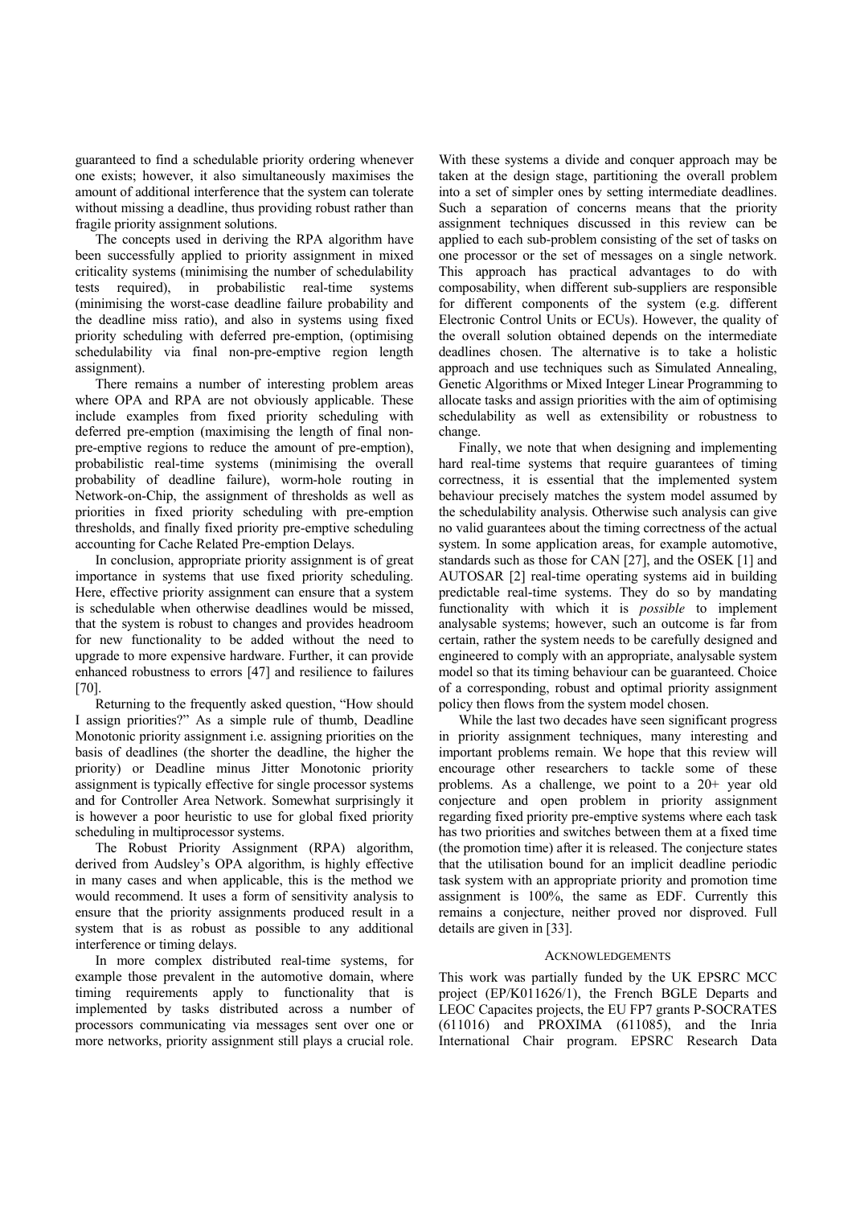guaranteed to find a schedulable priority ordering whenever one exists; however, it also simultaneously maximises the amount of additional interference that the system can tolerate without missing a deadline, thus providing robust rather than fragile priority assignment solutions.

The concepts used in deriving the RPA algorithm have been successfully applied to priority assignment in mixed criticality systems (minimising the number of schedulability tests required), in probabilistic real-time systems (minimising the worst-case deadline failure probability and the deadline miss ratio), and also in systems using fixed priority scheduling with deferred pre-emption, (optimising schedulability via final non-pre-emptive region length assignment).

There remains a number of interesting problem areas where OPA and RPA are not obviously applicable. These include examples from fixed priority scheduling with deferred pre-emption (maximising the length of final non-pre-emptive regions to reduce the amount of pre-emption), probabilistic real-time systems (minimising the overall probability of deadline failure), worm-hole routing in Network-on-Chip, the assignment of thresholds as well as priorities in fixed priority scheduling with pre-emption thresholds, and finally fixed priority pre-emptive scheduling accounting for Cache Related Pre-emption Delays.

In conclusion, appropriate priority assignment is of great importance in systems that use fixed priority scheduling. Here, effective priority assignment can ensure that a system is schedulable when otherwise deadlines would be missed, that the system is robust to changes and provides headroom for new functionality to be added without the need to upgrade to more expensive hardware. Further, it can provide enhanced robustness to errors [47] and resilience to failures [70].

Returning to the frequently asked question, "How should I assign priorities?" As a simple rule of thumb, Deadline Monotonic priority assignment i.e. assigning priorities on the basis of deadlines (the shorter the deadline, the higher the priority) or Deadline minus Jitter Monotonic priority assignment is typically effective for single processor systems and for Controller Area Network. Somewhat surprisingly it is however a poor heuristic to use for global fixed priority scheduling in multiprocessor systems.

The Robust Priority Assignment (RPA) algorithm, derived from Audsley's OPA algorithm, is highly effective in many cases and when applicable, this is the method we would recommend. It uses a form of sensitivity analysis to ensure that the priority assignments produced result in a system that is as robust as possible to any additional interference or timing delays.

In more complex distributed real-time systems, for example those prevalent in the automotive domain, where timing requirements apply to functionality that is implemented by tasks distributed across a number of processors communicating via messages sent over one or more networks, priority assignment still plays a crucial role. With these systems a divide and conquer approach may be taken at the design stage, partitioning the overall problem into a set of simpler ones by setting intermediate deadlines. Such a separation of concerns means that the priority assignment techniques discussed in this review can be applied to each sub-problem consisting of the set of tasks on one processor or the set of messages on a single network. This approach has practical advantages to do with composability, when different sub-suppliers are responsible for different components of the system (e.g. different Electronic Control Units or ECUs). However, the quality of the overall solution obtained depends on the intermediate deadlines chosen. The alternative is to take a holistic approach and use techniques such as Simulated Annealing, Genetic Algorithms or Mixed Integer Linear Programming to allocate tasks and assign priorities with the aim of optimising schedulability as well as extensibility or robustness to change.

Finally, we note that when designing and implementing hard real-time systems that require guarantees of timing correctness, it is essential that the implemented system behaviour precisely matches the system model assumed by the schedulability analysis. Otherwise such analysis can give no valid guarantees about the timing correctness of the actual system. In some application areas, for example automotive, standards such as those for CAN [27], and the OSEK [1] and AUTOSAR [2] real-time operating systems aid in building predictable real-time systems. They do so by mandating functionality with which it is *possible* to implement analysable systems; however, such an outcome is far from certain, rather the system needs to be carefully designed and engineered to comply with an appropriate, analysable system model so that its timing behaviour can be guaranteed. Choice of a corresponding, robust and optimal priority assignment policy then flows from the system model chosen.

While the last two decades have seen significant progress in priority assignment techniques, many interesting and important problems remain. We hope that this review will encourage other researchers to tackle some of these problems. As a challenge, we point to a 20+ year old conjecture and open problem in priority assignment regarding fixed priority pre-emptive systems where each task has two priorities and switches between them at a fixed time (the promotion time) after it is released. The conjecture states that the utilisation bound for an implicit deadline periodic task system with an appropriate priority and promotion time assignment is 100%, the same as EDF. Currently this remains a conjecture, neither proved nor disproved. Full details are given in [33].

## Acknowledgements

This work was partially funded by the UK EPSRC MCC project (EP/K011626/1), the French BGLE Departs and LEOC Capacites projects, the EU FP7 grants P-SOCRATES (611016) and PROXIMA (611085), and the Inria International Chair program. EPSRC Research Data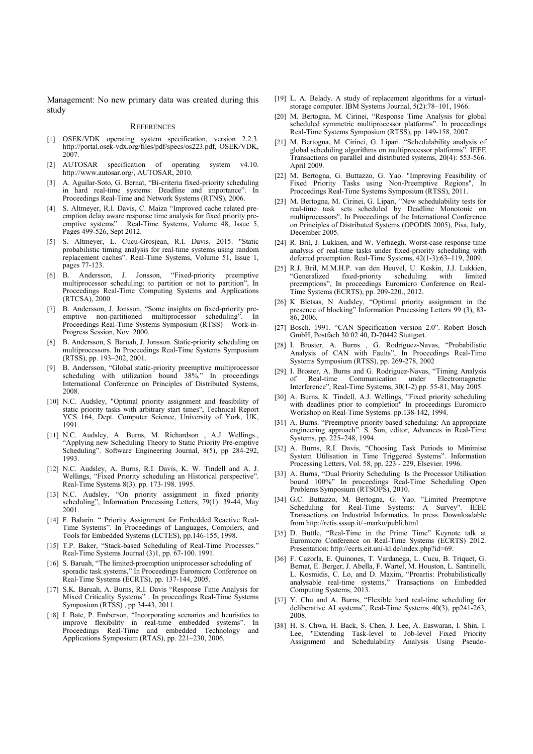Management: No new primary data was created during this study

## REFERENCES

[1] OSEK/VDK operating system specification, version 2.2.3. http://portal.osek-vdx.org/files/pdf/specs/os223.pdf, OSEK/VDK, 2007.

[2] AUTOSAR specification of operating system v4.10. http://www.autosar.org/, AUTOSAR, 2010.

[3] A. Aguilar-Soto, G. Bernat, "Bi-criteria fixed-priority scheduling in hard real-time systems: Deadline and importance". In Proceedings Real-Time and Network Systems (RTNS), 2006.

[4] S. Altmeyer, R.I. Davis, C. Maiza "Improved cache related pre-emption delay aware response time analysis for fixed priority pre-emptive systems" . Real-Time Systems, Volume 48, Issue 5, Pages 499-526, Sept 2012.

[5] S. Altmeyer, L. Cucu-Grosjean, R.I. Davis. 2015. "Static probabilistic timing analysis for real-time systems using random replacement caches". Real-Time Systems, Volume 51, Issue 1, pages 77-123.

[6] B. Andersson, J. Jonsson, "Fixed-priority preemptive multiprocessor scheduling: to partition or not to partition", In Proceedings Real-Time Computing Systems and Applications (RTCSA), 2000

[7] B. Andersson, J. Jonsson, "Some insights on fixed-priority pre-emptive non-partitioned multiprocessor scheduling". In Proceedings Real-Time Systems Symposium (RTSS) – Work-in-Progress Session, Nov. 2000.

[8] B. Andersson, S. Baruah, J. Jonsson. Static-priority scheduling on multiprocessors. In Proceedings Real-Time Systems Symposium (RTSS), pp. 193–202, 2001.

[9] B. Andersson, "Global static-priority preemptive multiprocessor scheduling with utilization bound 38%." In proceedings International Conference on Principles of Distributed Systems, 2008.

[10] N.C. Audsley, "Optimal priority assignment and feasibility of static priority tasks with arbitrary start times", Technical Report YCS 164, Dept. Computer Science, University of York, UK, 1991.

[11] N.C. Audsley, A. Burns, M. Richardson , A.J. Wellings., "Applying new Scheduling Theory to Static Priority Pre-emptive Scheduling". Software Engineering Journal, 8(5), pp 284-292, 1993.

[12] N.C. Audsley, A. Burns, R.I. Davis, K. W. Tindell and A. J. Wellings, "Fixed Priority scheduling an Historical perspective". Real-Time Systems 8(3). pp. 173-198. 1995.

[13] N.C. Audsley, "On priority assignment in fixed priority scheduling", Information Processing Letters, 79(1): 39-44, May 2001.

[14] F. Balarin. " Priority Assignment for Embedded Reactive Real-Time Systems". In Proceedings of Languages, Compilers, and Tools for Embedded Systems (LCTES), pp.146-155, 1998.

[15] T.P. Baker, "Stack-based Scheduling of Real-Time Processes." Real-Time Systems Journal (3)1, pp. 67-100. 1991.

[16] S. Baruah, "The limited-preemption uniprocessor scheduling of sporadic task systems," In Proceedings Euromicro Conference on Real-Time Systems (ECRTS), pp. 137-144, 2005.

[17] S.K. Baruah, A. Burns, R.I. Davis "Response Time Analysis for Mixed Criticality Systems" . In proceedings Real-Time Systems Symposium (RTSS) , pp 34-43, 2011.

[18] I. Bate, P. Emberson, "Incorporating scenarios and heuristics to improve flexibility in real-time embedded systems". In Proceedings Real-Time and embedded Technology and Applications Symposium (RTAS), pp. 221–230, 2006.

[19] L. A. Belady. A study of replacement algorithms for a virtual-storage computer. IBM Systems Journal, 5(2):78–101, 1966.

[20] M. Bertogna, M. Cirinei, "Response Time Analysis for global scheduled symmetric multiprocessor platforms". In proceedings Real-Time Systems Symposium (RTSS), pp. 149-158, 2007.

[21] M. Bertogna, M. Cirinei, G. Lipari. "Schedulability analysis of global scheduling algorithms on multiprocessor platforms". IEEE Transactions on parallel and distributed systems, 20(4): 553-566. April 2009.

[22] M. Bertogna, G. Buttazzo, G. Yao. "Improving Feasibility of Fixed Priority Tasks using Non-Preemptive Regions", In Proceedings Real-Time Systems Symposium (RTSS), 2011.

[23] M. Bertogna, M. Cirinei, G. Lipari, "New schedulability tests for real-time task sets scheduled by Deadline Monotonic on multiprocessors", In Proceedings of the International Conference on Principles of Distributed Systems (OPODIS 2005), Pisa, Italy, December 2005.

[24] R. Bril, J. Lukkien, and W. Verhaegh. Worst-case response time analysis of real-time tasks under fixed-priority scheduling with deferred preemption. Real-Time Systems, 42(1-3):63–119, 2009.

[25] R.J. Bril, M.M.H.P. van den Heuvel, U. Keskin, J.J. Lukkien, "Generalized fixed-priority scheduling with limited preemptions", In proceedings Euromicro Conference on Real-Time Systems (ECRTS), pp. 209-220., 2012.

[26] K Bletsas, N Audsley, "Optimal priority assignment in the presence of blocking" Information Processing Letters 99 (3), 83-86, 2006.

[27] Bosch. 1991. "CAN Specification version 2.0". Robert Bosch GmbH, Postfach 30 02 40, D-70442 Stuttgart.

[28] I. Broster, A. Burns , G. Rodríguez-Navas, "Probabilistic Analysis of CAN with Faults", In Proceedings Real-Time Systems Symposium (RTSS), pp. 269-278, 2002

[29] I. Broster, A. Burns and G. Rodriguez-Navas, "Timing Analysis of Real-time Communication under Electromagnetic Interference", Real-Time Systems, 30(1-2) pp. 55-81, May 2005.

[30] A. Burns, K. Tindell, A.J. Wellings, "Fixed priority scheduling with deadlines prior to completion" In proceedings Euromicro Workshop on Real-Time Systems. pp.138-142, 1994.

[31] A. Burns. "Preemptive priority based scheduling: An appropriate engineering approach". S. Son, editor, Advances in Real-Time Systems, pp. 225–248, 1994.

[32] A. Burns, R.I. Davis, "Choosing Task Periods to Minimise System Utilisation in Time Triggered Systems". Information Processing Letters, Vol. 58, pp. 223 - 229, Elsevier. 1996.

[33] A. Burns, "Dual Priority Scheduling: Is the Processor Utilisation bound 100%" In proceedings Real-Time Scheduling Open Problems Symposium (RTSOPS), 2010.

[34] G.C. Buttazzo, M. Bertogna, G. Yao. "Limited Preemptive Scheduling for Real-Time Systems: A Survey". IEEE Transactions on Industrial Informatics. In press. Downloadable from http://retis.sssup.it/~marko/publi.html

[35] D. Buttle, "Real-Time in the Prime Time" Keynote talk at Euromicro Conference on Real-Time Systems (ECRTS) 2012. Presentation: http://ecrts.eit.uni-kl.de/index.php?id=69.

[36] F. Cazorla, E. Quinones, T. Vardanega, L. Cucu, B. Triquet, G. Bernat, E. Berger, J. Abella, F. Wartel, M. Houston, L. Santinelli, L. Kosmidis, C. Lo, and D. Maxim, "Proartis: Probabilistically analysable real-time systems," Transactions on Embedded Computing Systems, 2013.

[37] Y. Chu and A. Burns, "Flexible hard real-time scheduling for deliberative AI systems", Real-Time Systems 40(3), pp241-263, 2008.

[38] H. S. Chwa, H. Back, S. Chen, J. Lee, A. Easwaran, I. Shin, I. Lee, "Extending Task-level to Job-level Fixed Priority Assignment and Schedulability Analysis Using Pseudo-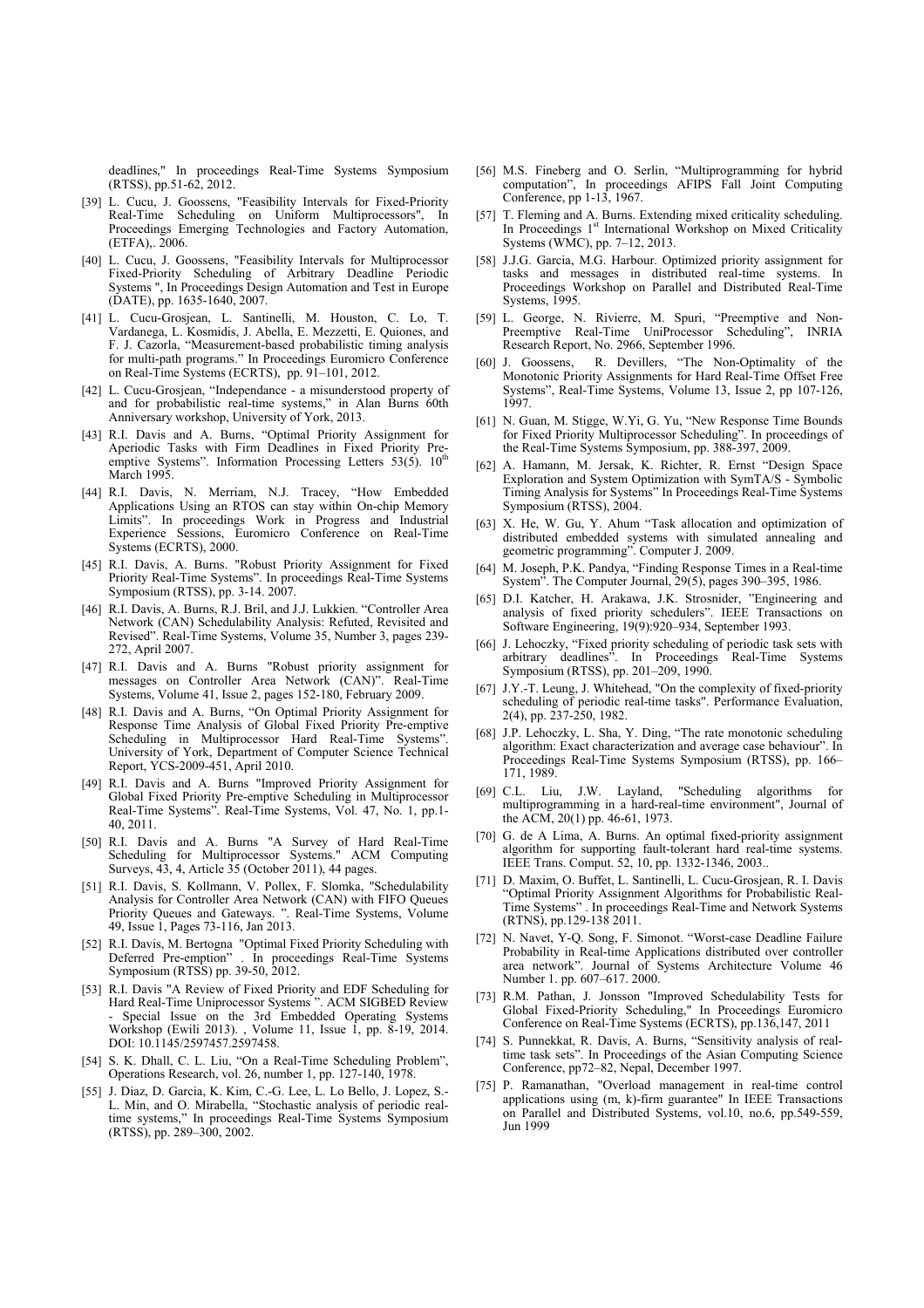deadlines," In proceedings Real-Time Systems Symposium (RTSS), pp.51-62, 2012.

[39] L. Cucu, J. Goossens, "Feasibility Intervals for Fixed-Priority Real-Time Scheduling on Uniform Multiprocessors", In Proceedings Emerging Technologies and Factory Automation, (ETFA),. 2006.

[40] L. Cucu, J. Goossens, "Feasibility Intervals for Multiprocessor Fixed-Priority Scheduling of Arbitrary Deadline Periodic Systems ", In Proceedings Design Automation and Test in Europe (DATE), pp. 1635-1640, 2007.

[41] L. Cucu-Grosjean, L. Santinelli, M. Houston, C. Lo, T. Vardanega, L. Kosmidis, J. Abella, E. Mezzetti, E. Quiones, and F. J. Cazorla, "Measurement-based probabilistic timing analysis for multi-path programs." In Proceedings Euromicro Conference on Real-Time Systems (ECRTS), pp. 91–101, 2012.

[42] L. Cucu-Grosjean, "Independance - a misunderstood property of and for probabilistic real-time systems," in Alan Burns 60th Anniversary workshop, University of York, 2013.

[43] R.I. Davis and A. Burns, "Optimal Priority Assignment for Aperiodic Tasks with Firm Deadlines in Fixed Priority Pre-emptive Systems". Information Processing Letters 53(5). 10th March 1995.

[44] R.I. Davis, N. Merriam, N.J. Tracey, "How Embedded Applications Using an RTOS can stay within On-chip Memory Limits". In proceedings Work in Progress and Industrial Experience Sessions, Euromicro Conference on Real-Time Systems (ECRTS), 2000.

[45] R.I. Davis, A. Burns. "Robust Priority Assignment for Fixed Priority Real-Time Systems". In proceedings Real-Time Systems Symposium (RTSS), pp. 3-14. 2007.

[46] R.I. Davis, A. Burns, R.J. Bril, and J.J. Lukkien. "Controller Area Network (CAN) Schedulability Analysis: Refuted, Revisited and Revised". Real-Time Systems, Volume 35, Number 3, pages 239-272, April 2007.

[47] R.I. Davis and A. Burns "Robust priority assignment for messages on Controller Area Network (CAN)". Real-Time Systems, Volume 41, Issue 2, pages 152-180, February 2009.

[48] R.I. Davis and A. Burns, "On Optimal Priority Assignment for Response Time Analysis of Global Fixed Priority Pre-emptive Scheduling in Multiprocessor Hard Real-Time Systems". University of York, Department of Computer Science Technical Report, YCS-2009-451, April 2010.

[49] R.I. Davis and A. Burns "Improved Priority Assignment for Global Fixed Priority Pre-emptive Scheduling in Multiprocessor Real-Time Systems". Real-Time Systems, Vol. 47, No. 1, pp.1-40, 2011.

[50] R.I. Davis and A. Burns "A Survey of Hard Real-Time Scheduling for Multiprocessor Systems." ACM Computing Surveys, 43, 4, Article 35 (October 2011), 44 pages.

[51] R.I. Davis, S. Kollmann, V. Pollex, F. Slomka, "Schedulability Analysis for Controller Area Network (CAN) with FIFO Queues Priority Queues and Gateways. ". Real-Time Systems, Volume 49, Issue 1, Pages 73-116, Jan 2013.

[52] R.I. Davis, M. Bertogna "Optimal Fixed Priority Scheduling with Deferred Pre-emption" . In proceedings Real-Time Systems Symposium (RTSS) pp. 39-50, 2012.

[53] R.I. Davis "A Review of Fixed Priority and EDF Scheduling for Hard Real-Time Uniprocessor Systems ". ACM SIGBED Review - Special Issue on the 3rd Embedded Operating Systems Workshop (Ewili 2013). , Volume 11, Issue 1, pp. 8-19, 2014. DOI: 10.1145/2597457.2597458.

[54] S. K. Dhall, C. L. Liu, "On a Real-Time Scheduling Problem", Operations Research, vol. 26, number 1, pp. 127-140, 1978.

[55] J. Diaz, D. Garcia, K. Kim, C.-G. Lee, L. Lo Bello, J. Lopez, S.-L. Min, and O. Mirabella, "Stochastic analysis of periodic real-time systems," In proceedings Real-Time Systems Symposium (RTSS), pp. 289–300, 2002.

[56] M.S. Fineberg and O. Serlin, "Multiprogramming for hybrid computation", In proceedings AFIPS Fall Joint Computing Conference, pp 1-13, 1967.

[57] T. Fleming and A. Burns. Extending mixed criticality scheduling. In Proceedings 1st International Workshop on Mixed Criticality Systems (WMC), pp. 7–12, 2013.

[58] J.J.G. Garcia, M.G. Harbour. Optimized priority assignment for tasks and messages in distributed real-time systems. In Proceedings Workshop on Parallel and Distributed Real-Time Systems, 1995.

[59] L. George, N. Rivierre, M. Spuri, "Preemptive and Non-Preemptive Real-Time UniProcessor Scheduling", INRIA Research Report, No. 2966, September 1996.

[60] J. Goossens, R. Devillers, "The Non-Optimality of the Monotonic Priority Assignments for Hard Real-Time Offset Free Systems", Real-Time Systems, Volume 13, Issue 2, pp 107-126, 1997.

[61] N. Guan, M. Stigge, W.Yi, G. Yu, "New Response Time Bounds for Fixed Priority Multiprocessor Scheduling". In proceedings of the Real-Time Systems Symposium, pp. 388-397, 2009.

[62] A. Hamann, M. Jersak, K. Richter, R. Ernst "Design Space Exploration and System Optimization with SymTA/S - Symbolic Timing Analysis for Systems" In Proceedings Real-Time Systems Symposium (RTSS), 2004.

[63] X. He, W. Gu, Y. Ahum "Task allocation and optimization of distributed embedded systems with simulated annealing and geometric programming". Computer J. 2009.

[64] M. Joseph, P.K. Pandya, "Finding Response Times in a Real-time System". The Computer Journal, 29(5), pages 390–395, 1986.

[65] D.I. Katcher, H. Arakawa, J.K. Strosnider, "Engineering and analysis of fixed priority schedulers". IEEE Transactions on Software Engineering, 19(9):920–934, September 1993.

[66] J. Lehoczky, "Fixed priority scheduling of periodic task sets with arbitrary deadlines". In Proceedings Real-Time Systems Symposium (RTSS), pp. 201–209, 1990.

[67] J.Y.-T. Leung, J. Whitehead, "On the complexity of fixed-priority scheduling of periodic real-time tasks". Performance Evaluation, 2(4), pp. 237-250, 1982.

[68] J.P. Lehoczky, L. Sha, Y. Ding, "The rate monotonic scheduling algorithm: Exact characterization and average case behaviour". In Proceedings Real-Time Systems Symposium (RTSS), pp. 166–171, 1989.

[69] C.L. Liu, J.W. Layland, "Scheduling algorithms for multiprogramming in a hard-real-time environment", Journal of the ACM, 20(1) pp. 46-61, 1973.

[70] G. de A Lima, A. Burns. An optimal fixed-priority assignment algorithm for supporting fault-tolerant hard real-time systems. IEEE Trans. Comput. 52, 10, pp. 1332-1346, 2003..

[71] D. Maxim, O. Buffet, L. Santinelli, L. Cucu-Grosjean, R. I. Davis "Optimal Priority Assignment Algorithms for Probabilistic Real-Time Systems" . In proceedings Real-Time and Network Systems (RTNS), pp.129-138 2011.

[72] N. Navet, Y-Q. Song, F. Simonot. "Worst-case Deadline Failure Probability in Real-time Applications distributed over controller area network". Journal of Systems Architecture Volume 46 Number 1. pp. 607–617. 2000.

[73] R.M. Pathan, J. Jonsson "Improved Schedulability Tests for Global Fixed-Priority Scheduling," In Proceedings Euromicro Conference on Real-Time Systems (ECRTS), pp.136,147, 2011

[74] S. Punnekkat, R. Davis, A. Burns, "Sensitivity analysis of real-time task sets". In Proceedings of the Asian Computing Science Conference, pp72–82, Nepal, December 1997.

[75] P. Ramanathan, "Overload management in real-time control applications using (m, k)-firm guarantee" In IEEE Transactions on Parallel and Distributed Systems, vol.10, no.6, pp.549-559, Jun 1999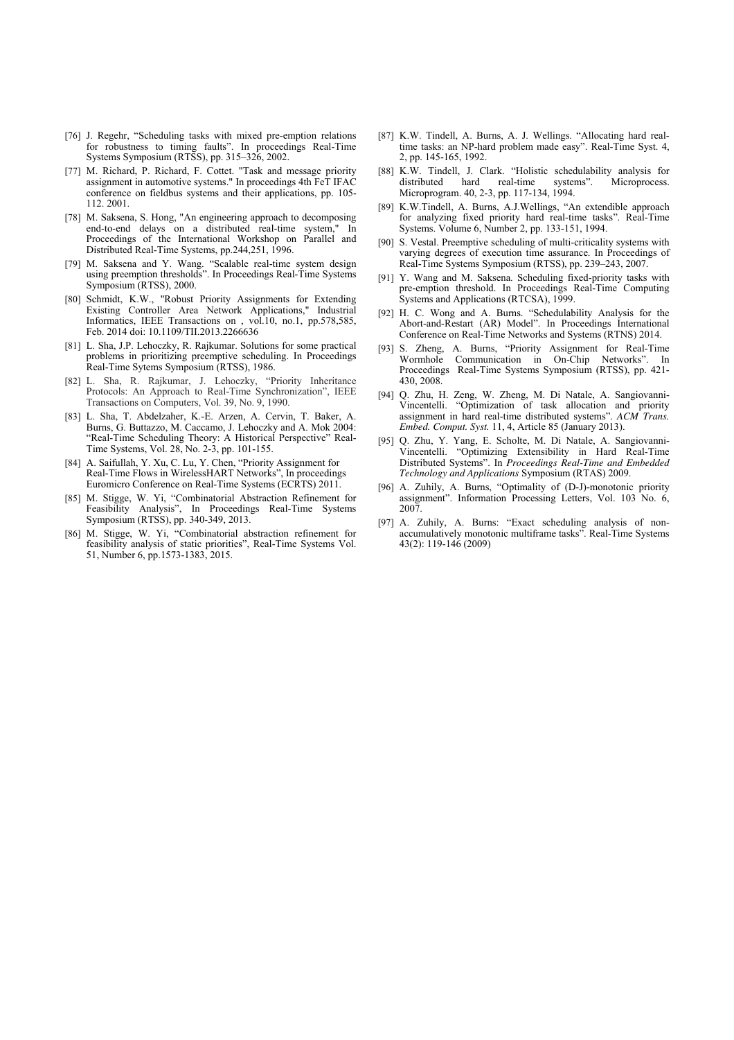[76] J. Regehr, "Scheduling tasks with mixed pre-emption relations for robustness to timing faults". In proceedings Real-Time Systems Symposium (RTSS), pp. 315–326, 2002.

[77] M. Richard, P. Richard, F. Cottet. "Task and message priority assignment in automotive systems." In proceedings 4th FeT IFAC conference on fieldbus systems and their applications, pp. 105-112. 2001.

[78] M. Saksena, S. Hong, "An engineering approach to decomposing end-to-end delays on a distributed real-time system," In Proceedings of the International Workshop on Parallel and Distributed Real-Time Systems, pp.244,251, 1996.

[79] M. Saksena and Y. Wang. "Scalable real-time system design using preemption thresholds". In Proceedings Real-Time Systems Symposium (RTSS), 2000.

[80] Schmidt, K.W., "Robust Priority Assignments for Extending Existing Controller Area Network Applications," Industrial Informatics, IEEE Transactions on , vol.10, no.1, pp.578,585, Feb. 2014 doi: 10.1109/TII.2013.2266636

[81] L. Sha, J.P. Lehoczky, R. Rajkumar. Solutions for some practical problems in prioritizing preemptive scheduling. In Proceedings Real-Time Sytems Symposium (RTSS), 1986.

[82] L. Sha, R. Rajkumar, J. Lehoczky, "Priority Inheritance Protocols: An Approach to Real-Time Synchronization", IEEE Transactions on Computers, Vol. 39, No. 9, 1990.

[83] L. Sha, T. Abdelzaher, K.-E. Arzen, A. Cervin, T. Baker, A. Burns, G. Buttazzo, M. Caccamo, J. Lehoczky and A. Mok 2004: "Real-Time Scheduling Theory: A Historical Perspective" Real-Time Systems, Vol. 28, No. 2-3, pp. 101-155.

[84] A. Saifullah, Y. Xu, C. Lu, Y. Chen, "Priority Assignment for Real-Time Flows in WirelessHART Networks", In proceedings Euromicro Conference on Real-Time Systems (ECRTS) 2011.

[85] M. Stigge, W. Yi, "Combinatorial Abstraction Refinement for Feasibility Analysis", In Proceedings Real-Time Systems Symposium (RTSS), pp. 340-349, 2013.

[86] M. Stigge, W. Yi, "Combinatorial abstraction refinement for feasibility analysis of static priorities", Real-Time Systems Vol. 51, Number 6, pp.1573-1383, 2015.

[87] K.W. Tindell, A. Burns, A. J. Wellings. "Allocating hard real-time tasks: an NP-hard problem made easy". Real-Time Syst. 4, 2, pp. 145-165, 1992.

[88] K.W. Tindell, J. Clark. "Holistic schedulability analysis for distributed hard real-time systems". Microprocess. Microprogram. 40, 2-3, pp. 117-134, 1994.

[89] K.W.Tindell, A. Burns, A.J.Wellings, "An extendible approach for analyzing fixed priority hard real-time tasks". Real-Time Systems. Volume 6, Number 2, pp. 133-151, 1994.

[90] S. Vestal. Preemptive scheduling of multi-criticality systems with varying degrees of execution time assurance. In Proceedings of Real-Time Systems Symposium (RTSS), pp. 239–243, 2007.

[91] Y. Wang and M. Saksena. Scheduling fixed-priority tasks with pre-emption threshold. In Proceedings Real-Time Computing Systems and Applications (RTCSA), 1999.

[92] H. C. Wong and A. Burns. "Schedulability Analysis for the Abort-and-Restart (AR) Model". In Proceedings International Conference on Real-Time Networks and Systems (RTNS) 2014.

[93] S. Zheng, A. Burns, "Priority Assignment for Real-Time Wormhole Communication in On-Chip Networks". In Proceedings Real-Time Systems Symposium (RTSS), pp. 421-430, 2008.

[94] Q. Zhu, H. Zeng, W. Zheng, M. Di Natale, A. Sangiovanni-Vincentelli. "Optimization of task allocation and priority assignment in hard real-time distributed systems". *ACM Trans. Embed. Comput. Syst.* 11, 4, Article 85 (January 2013).

[95] Q. Zhu, Y. Yang, E. Scholte, M. Di Natale, A. Sangiovanni-Vincentelli. "Optimizing Extensibility in Hard Real-Time Distributed Systems". In *Proceedings Real-Time and Embedded Technology and Applications* Symposium (RTAS) 2009.

[96] A. Zuhily, A. Burns, "Optimality of (D-J)-monotonic priority assignment". Information Processing Letters, Vol. 103 No. 6, 2007.

[97] A. Zuhily, A. Burns: "Exact scheduling analysis of non-accumulatively monotonic multiframe tasks". Real-Time Systems 43(2): 119-146 (2009)